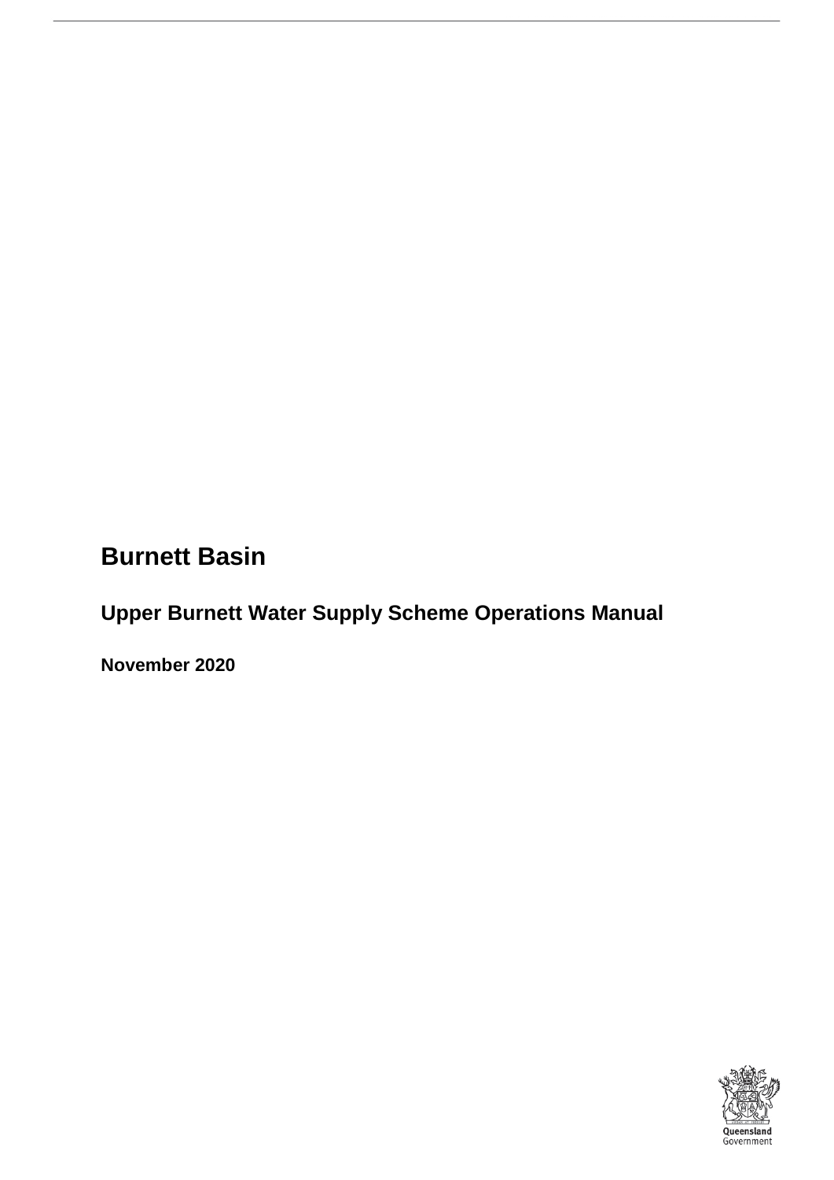# Burnett Basin

## Upper Burnett Water Supply Scheme Operations Manual

**November 2020**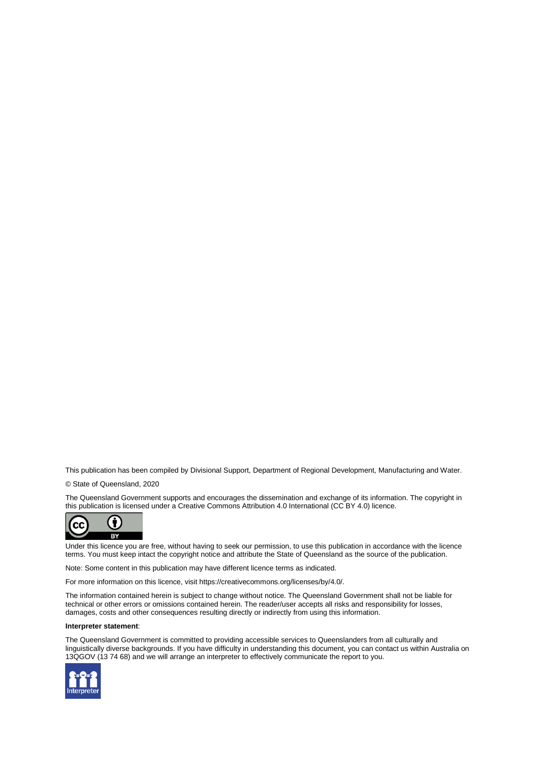This publication has been compiled by Divisional Support, Department of Regional Development, Manufacturing and Water.

© State of Queensland, 2020

The Queensland Government supports and encourages the dissemination and exchange of its information. The copyright in this publication is licensed under a Creative Commons Attribution 4.0 International (CC BY 4.0) licence.

Under this licence you are free, without having to seek our permission, to use this publication in accordance with the licence terms. You must keep intact the copyright notice and attribute the State of Queensland as the source of the publication.

Note: Some content in this publication may have different licence terms as indicated.

For more information on this licence, visit https://creativecommons.org/licenses/by/4.0/.

The information contained herein is subject to change without notice. The Queensland Government shall not be liable for technical or other errors or omissions contained herein. The reader/user accepts all risks and responsibility for losses, damages, costs and other consequences resulting directly or indirectly from using this information.

**Interpreter statement**:

The Queensland Government is committed to providing accessible services to Queenslanders from all culturally and linguistically diverse backgrounds. If you have difficulty in understanding this document, you can contact us within Australia on 13QGOV (13 74 68) and we will arrange an interpreter to effectively communicate the report to you.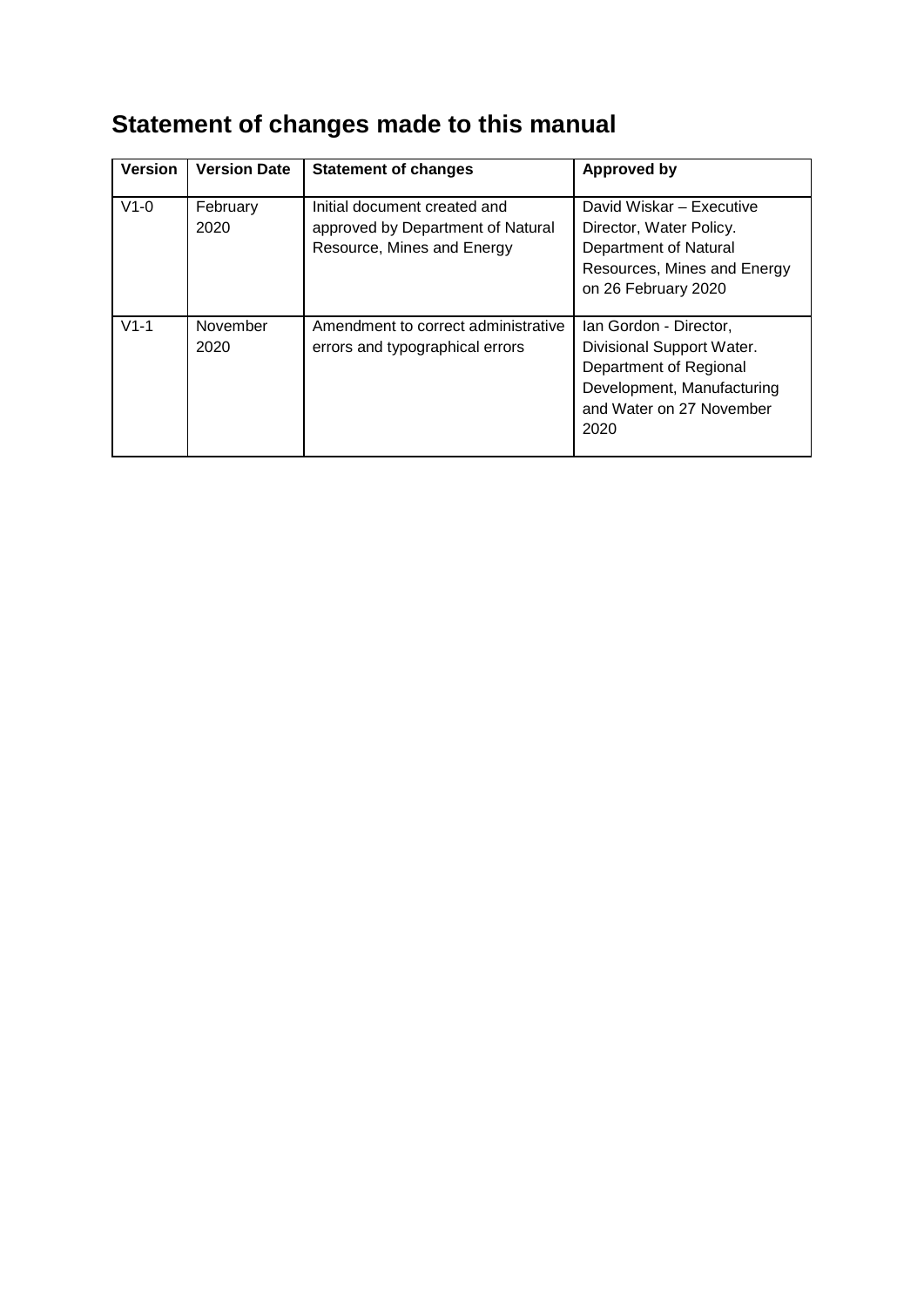# Statement of changes made to this manual

| Version | Version Date | Statement of changes | Approved by |
|---|---|---|---|
| V1-0 | February 2020 | Initial document created and approved by Department of Natural Resource, Mines and Energy | David Wiskar – Executive Director, Water Policy. Department of Natural Resources, Mines and Energy on 26 February 2020 |
| V1-1 | November 2020 | Amendment to correct administrative errors and typographical errors | Ian Gordon - Director, Divisional Support Water. Department of Regional Development, Manufacturing and Water on 27 November 2020 |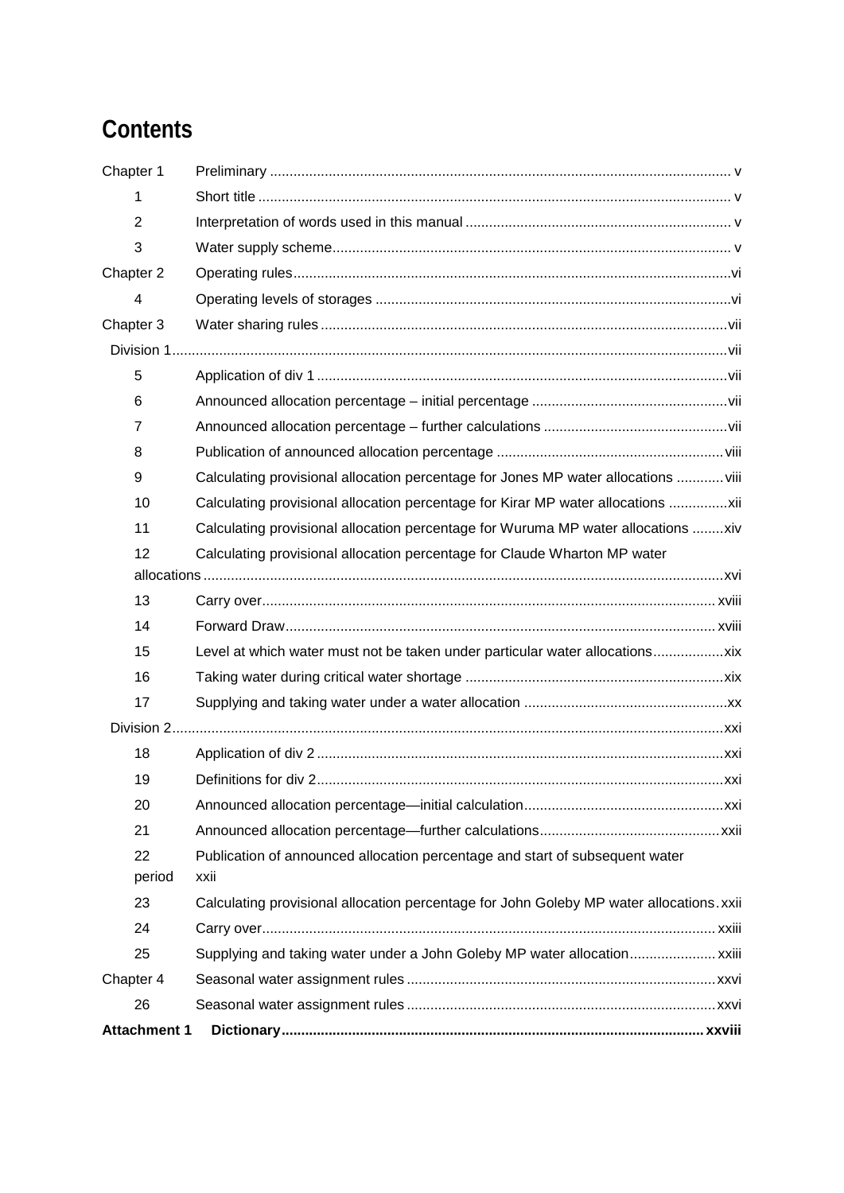# Contents

| | | |
|---|---|---|
| Chapter 1 | Preliminary | v |
| 1 | Short title | v |
| 2 | Interpretation of words used in this manual | v |
| 3 | Water supply scheme | v |
| Chapter 2 | Operating rules | vi |
| 4 | Operating levels of storages | vi |
| Chapter 3 | Water sharing rules | vii |
| Division 1 | | vii |
| 5 | Application of div 1 | vii |
| 6 | Announced allocation percentage – initial percentage | vii |
| 7 | Announced allocation percentage – further calculations | vii |
| 8 | Publication of announced allocation percentage | viii |
| 9 | Calculating provisional allocation percentage for Jones MP water allocations | viii |
| 10 | Calculating provisional allocation percentage for Kirar MP water allocations | xii |
| 11 | Calculating provisional allocation percentage for Wuruma MP water allocations | xiv |
| 12 | Calculating provisional allocation percentage for Claude Wharton MP water allocations | xvi |
| 13 | Carry over | xviii |
| 14 | Forward Draw | xviii |
| 15 | Level at which water must not be taken under particular water allocations | xix |
| 16 | Taking water during critical water shortage | xix |
| 17 | Supplying and taking water under a water allocation | xx |
| Division 2 | | xxi |
| 18 | Application of div 2 | xxi |
| 19 | Definitions for div 2 | xxi |
| 20 | Announced allocation percentage—initial calculation | xxi |
| 21 | Announced allocation percentage—further calculations | xxii |
| 22 | Publication of announced allocation percentage and start of subsequent water period | xxii |
| 23 | Calculating provisional allocation percentage for John Goleby MP water allocations | xxii |
| 24 | Carry over | xxiii |
| 25 | Supplying and taking water under a John Goleby MP water allocation | xxiii |
| Chapter 4 | Seasonal water assignment rules | xxvi |
| 26 | Seasonal water assignment rules | xxvi |
| **Attachment 1** | **Dictionary** | **xxviii** |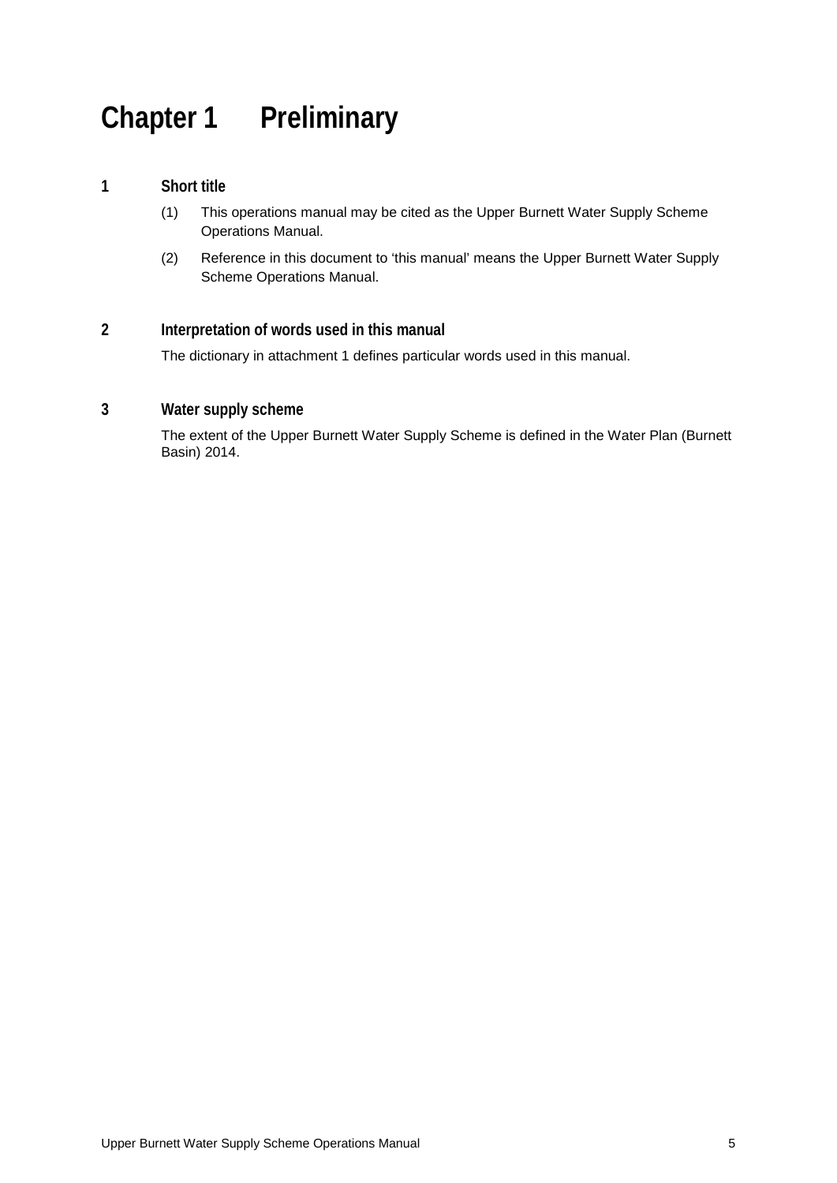# Chapter 1 Preliminary

## 1 Short title

(1) This operations manual may be cited as the Upper Burnett Water Supply Scheme Operations Manual.

(2) Reference in this document to 'this manual' means the Upper Burnett Water Supply Scheme Operations Manual.

## 2 Interpretation of words used in this manual

The dictionary in attachment 1 defines particular words used in this manual.

## 3 Water supply scheme

The extent of the Upper Burnett Water Supply Scheme is defined in the Water Plan (Burnett Basin) 2014.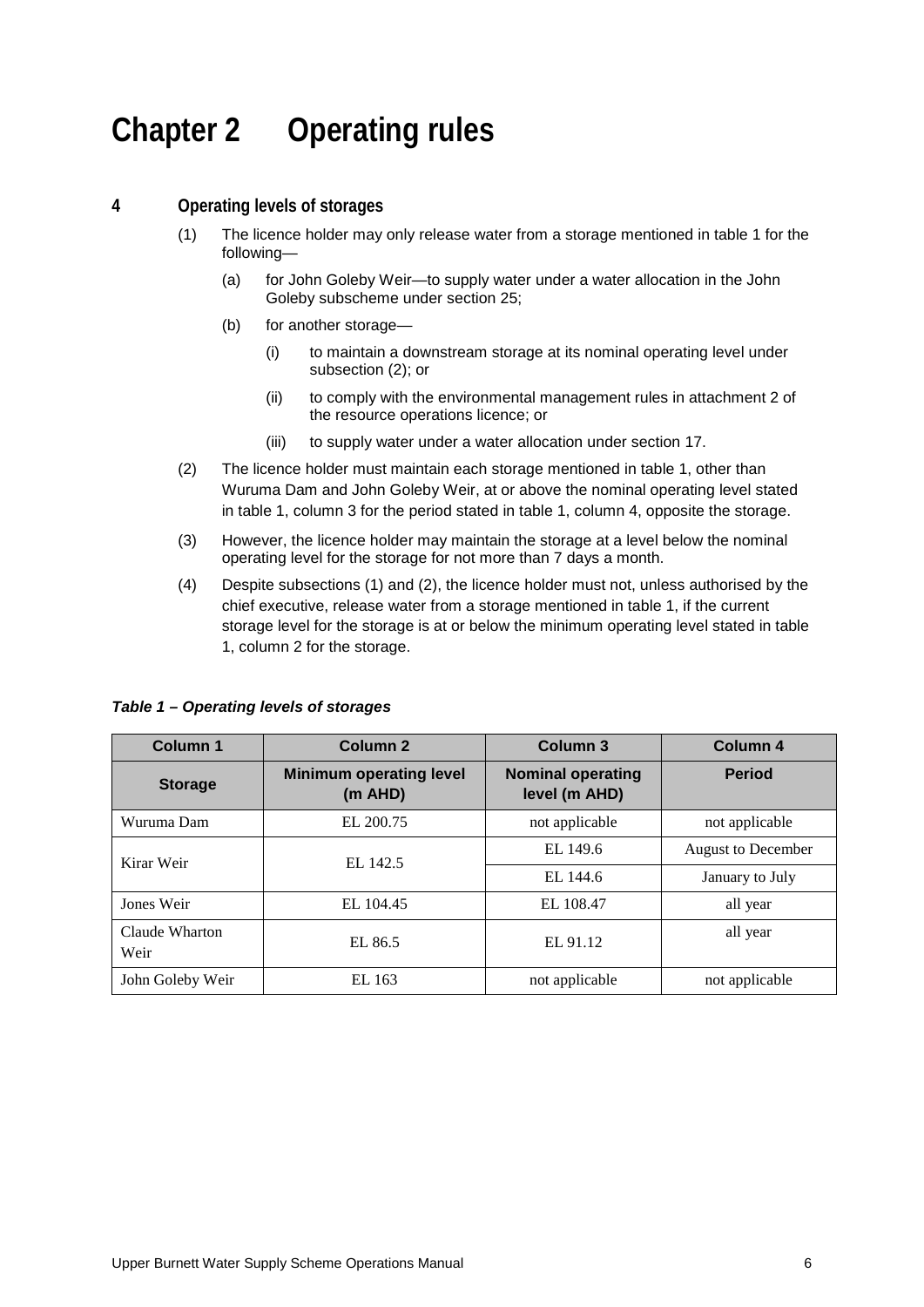# Chapter 2 Operating rules

## 4 Operating levels of storages

(1) The licence holder may only release water from a storage mentioned in table 1 for the following—

(a) for John Goleby Weir—to supply water under a water allocation in the John Goleby subscheme under section 25;

(b) for another storage—

(i) to maintain a downstream storage at its nominal operating level under subsection (2); or

(ii) to comply with the environmental management rules in attachment 2 of the resource operations licence; or

(iii) to supply water under a water allocation under section 17.

(2) The licence holder must maintain each storage mentioned in table 1, other than Wuruma Dam and John Goleby Weir, at or above the nominal operating level stated in table 1, column 3 for the period stated in table 1, column 4, opposite the storage.

(3) However, the licence holder may maintain the storage at a level below the nominal operating level for the storage for not more than 7 days a month.

(4) Despite subsections (1) and (2), the licence holder must not, unless authorised by the chief executive, release water from a storage mentioned in table 1, if the current storage level for the storage is at or below the minimum operating level stated in table 1, column 2 for the storage.

***Table 1 – Operating levels of storages***

| Column 1 | Column 2 | Column 3 | Column 4 |
|---|---|---|---|
| **Storage** | **Minimum operating level (m AHD)** | **Nominal operating level (m AHD)** | **Period** |
| Wuruma Dam | EL 200.75 | not applicable | not applicable |
| Kirar Weir | EL 142.5 | EL 149.6 | August to December |
| | | EL 144.6 | January to July |
| Jones Weir | EL 104.45 | EL 108.47 | all year |
| Claude Wharton Weir | EL 86.5 | EL 91.12 | all year |
| John Goleby Weir | EL 163 | not applicable | not applicable |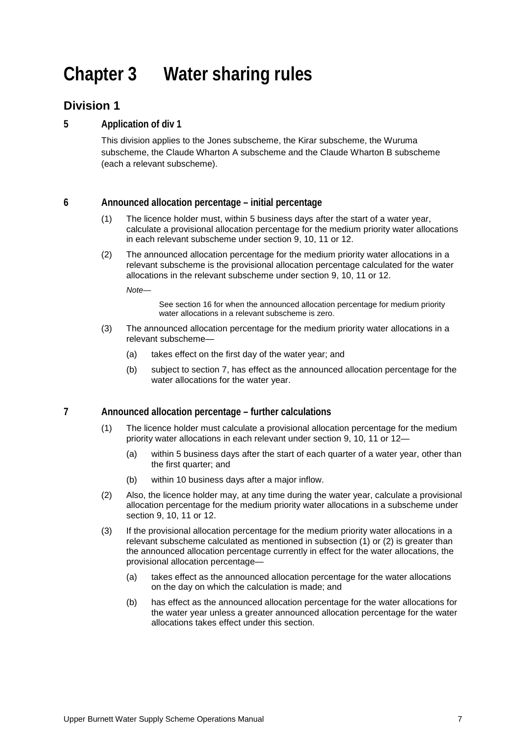# Chapter 3 Water sharing rules

## Division 1

### 5 Application of div 1

This division applies to the Jones subscheme, the Kirar subscheme, the Wuruma subscheme, the Claude Wharton A subscheme and the Claude Wharton B subscheme (each a relevant subscheme).

### 6 Announced allocation percentage – initial percentage

(1) The licence holder must, within 5 business days after the start of a water year, calculate a provisional allocation percentage for the medium priority water allocations in each relevant subscheme under section 9, 10, 11 or 12.

(2) The announced allocation percentage for the medium priority water allocations in a relevant subscheme is the provisional allocation percentage calculated for the water allocations in the relevant subscheme under section 9, 10, 11 or 12.

*Note—*

See section 16 for when the announced allocation percentage for medium priority water allocations in a relevant subscheme is zero.

(3) The announced allocation percentage for the medium priority water allocations in a relevant subscheme—

(a) takes effect on the first day of the water year; and

(b) subject to section 7, has effect as the announced allocation percentage for the water allocations for the water year.

### 7 Announced allocation percentage – further calculations

(1) The licence holder must calculate a provisional allocation percentage for the medium priority water allocations in each relevant under section 9, 10, 11 or 12—

(a) within 5 business days after the start of each quarter of a water year, other than the first quarter; and

(b) within 10 business days after a major inflow.

(2) Also, the licence holder may, at any time during the water year, calculate a provisional allocation percentage for the medium priority water allocations in a subscheme under section 9, 10, 11 or 12.

(3) If the provisional allocation percentage for the medium priority water allocations in a relevant subscheme calculated as mentioned in subsection (1) or (2) is greater than the announced allocation percentage currently in effect for the water allocations, the provisional allocation percentage—

(a) takes effect as the announced allocation percentage for the water allocations on the day on which the calculation is made; and

(b) has effect as the announced allocation percentage for the water allocations for the water year unless a greater announced allocation percentage for the water allocations takes effect under this section.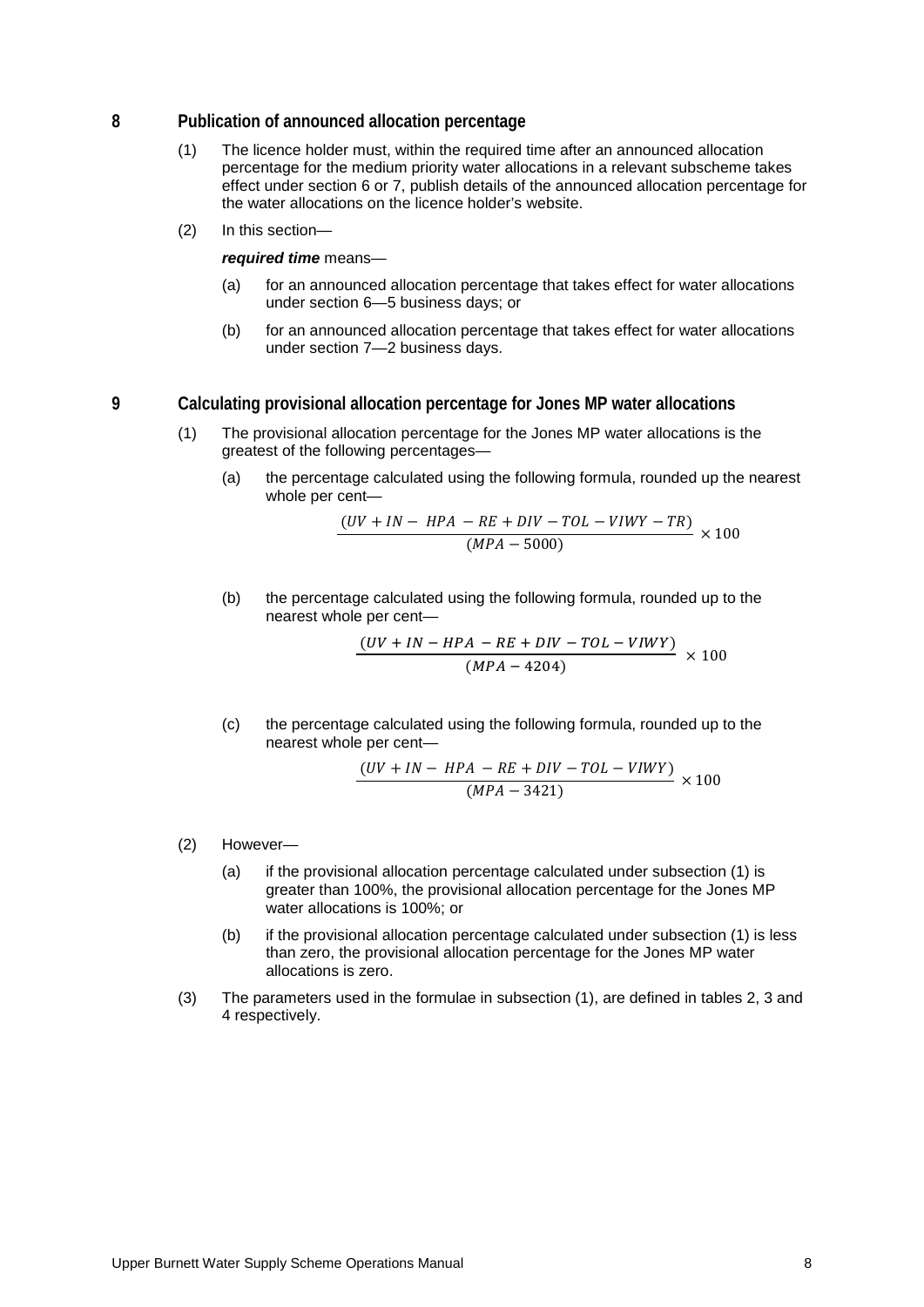## 8 Publication of announced allocation percentage

(1) The licence holder must, within the required time after an announced allocation percentage for the medium priority water allocations in a relevant subscheme takes effect under section 6 or 7, publish details of the announced allocation percentage for the water allocations on the licence holder's website.

(2) In this section—

***required time*** means—

(a) for an announced allocation percentage that takes effect for water allocations under section 6—5 business days; or

(b) for an announced allocation percentage that takes effect for water allocations under section 7—2 business days.

## 9 Calculating provisional allocation percentage for Jones MP water allocations

(1) The provisional allocation percentage for the Jones MP water allocations is the greatest of the following percentages—

(a) the percentage calculated using the following formula, rounded up the nearest whole per cent—

$$\frac{(UV + IN - HPA - RE + DIV - TOL - VIWY - TR)}{(MPA - 5000)} \times 100$$

(b) the percentage calculated using the following formula, rounded up to the nearest whole per cent—

$$\frac{(UV + IN - HPA - RE + DIV - TOL - VIWY)}{(MPA - 4204)} \times 100$$

(c) the percentage calculated using the following formula, rounded up to the nearest whole per cent—

$$\frac{(UV + IN - HPA - RE + DIV - TOL - VIWY)}{(MPA - 3421)} \times 100$$

(2) However—

(a) if the provisional allocation percentage calculated under subsection (1) is greater than 100%, the provisional allocation percentage for the Jones MP water allocations is 100%; or

(b) if the provisional allocation percentage calculated under subsection (1) is less than zero, the provisional allocation percentage for the Jones MP water allocations is zero.

(3) The parameters used in the formulae in subsection (1), are defined in tables 2, 3 and 4 respectively.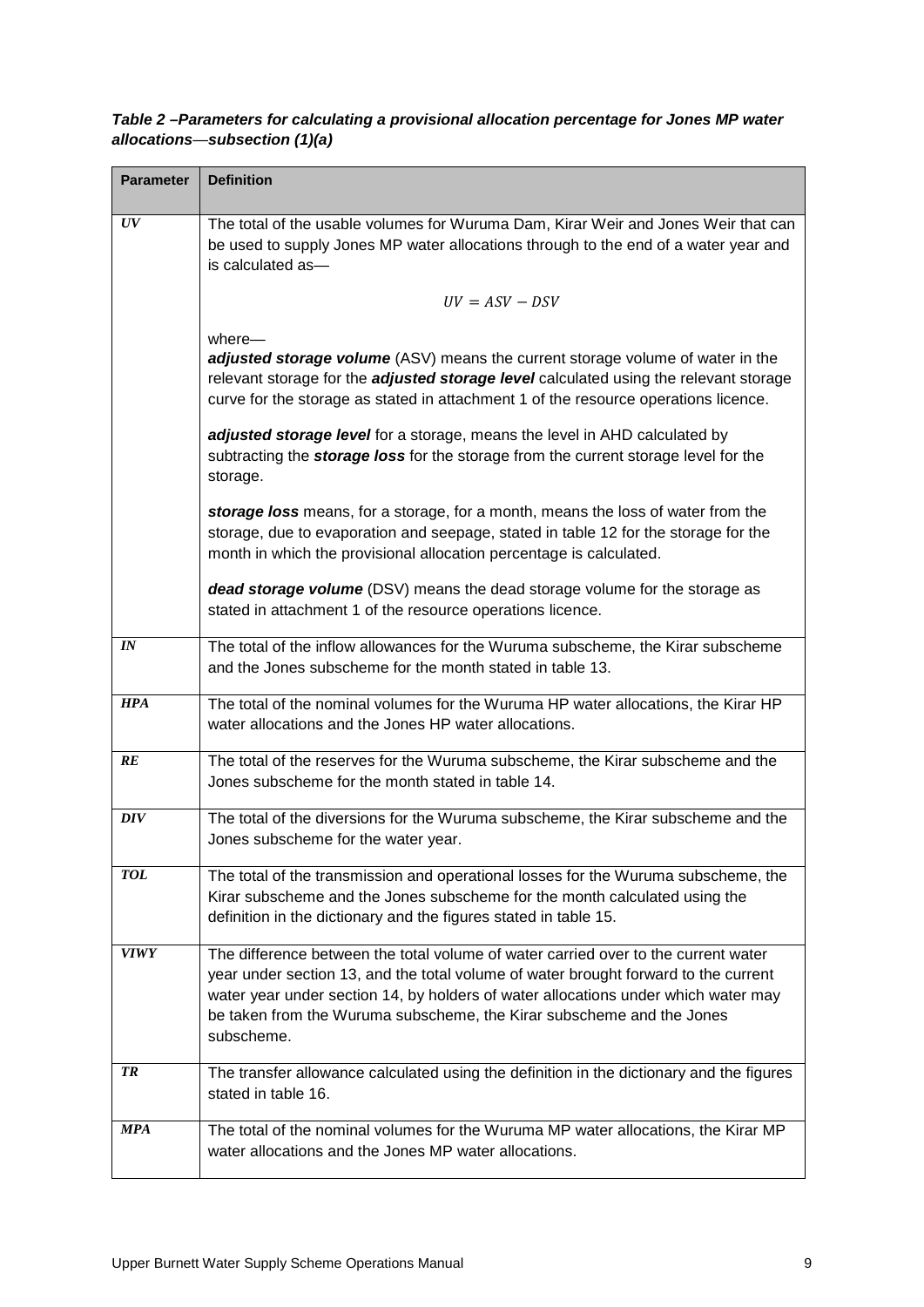***Table 2 –Parameters for calculating a provisional allocation percentage for Jones MP water allocations—subsection (1)(a)***

| Parameter | Definition |
|---|---|
| ***UV*** | The total of the usable volumes for Wuruma Dam, Kirar Weir and Jones Weir that can be used to supply Jones MP water allocations through to the end of a water year and is calculated as— $$UV = ASV - DSV$$ where— ***adjusted storage volume*** (ASV) means the current storage volume of water in the relevant storage for the ***adjusted storage level*** calculated using the relevant storage curve for the storage as stated in attachment 1 of the resource operations licence. ***adjusted storage level*** for a storage, means the level in AHD calculated by subtracting the ***storage loss*** for the storage from the current storage level for the storage. ***storage loss*** means, for a storage, for a month, means the loss of water from the storage, due to evaporation and seepage, stated in table 12 for the storage for the month in which the provisional allocation percentage is calculated. ***dead storage volume*** (DSV) means the dead storage volume for the storage as stated in attachment 1 of the resource operations licence. |
| ***IN*** | The total of the inflow allowances for the Wuruma subscheme, the Kirar subscheme and the Jones subscheme for the month stated in table 13. |
| ***HPA*** | The total of the nominal volumes for the Wuruma HP water allocations, the Kirar HP water allocations and the Jones HP water allocations. |
| ***RE*** | The total of the reserves for the Wuruma subscheme, the Kirar subscheme and the Jones subscheme for the month stated in table 14. |
| ***DIV*** | The total of the diversions for the Wuruma subscheme, the Kirar subscheme and the Jones subscheme for the water year. |
| ***TOL*** | The total of the transmission and operational losses for the Wuruma subscheme, the Kirar subscheme and the Jones subscheme for the month calculated using the definition in the dictionary and the figures stated in table 15. |
| ***VIWY*** | The difference between the total volume of water carried over to the current water year under section 13, and the total volume of water brought forward to the current water year under section 14, by holders of water allocations under which water may be taken from the Wuruma subscheme, the Kirar subscheme and the Jones subscheme. |
| ***TR*** | The transfer allowance calculated using the definition in the dictionary and the figures stated in table 16. |
| ***MPA*** | The total of the nominal volumes for the Wuruma MP water allocations, the Kirar MP water allocations and the Jones MP water allocations. |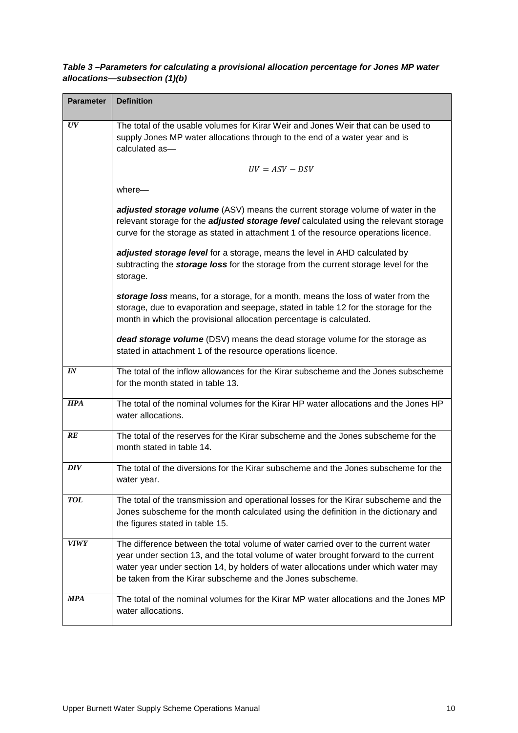***Table 3 –Parameters for calculating a provisional allocation percentage for Jones MP water allocations—subsection (1)(b)***

| Parameter | Definition |
|---|---|
| ***UV*** | The total of the usable volumes for Kirar Weir and Jones Weir that can be used to supply Jones MP water allocations through to the end of a water year and is calculated as— $$UV = ASV - DSV$$ where— ***adjusted storage volume*** (ASV) means the current storage volume of water in the relevant storage for the ***adjusted storage level*** calculated using the relevant storage curve for the storage as stated in attachment 1 of the resource operations licence. ***adjusted storage level*** for a storage, means the level in AHD calculated by subtracting the ***storage loss*** for the storage from the current storage level for the storage. ***storage loss*** means, for a storage, for a month, means the loss of water from the storage, due to evaporation and seepage, stated in table 12 for the storage for the month in which the provisional allocation percentage is calculated. ***dead storage volume*** (DSV) means the dead storage volume for the storage as stated in attachment 1 of the resource operations licence. |
| ***IN*** | The total of the inflow allowances for the Kirar subscheme and the Jones subscheme for the month stated in table 13. |
| ***HPA*** | The total of the nominal volumes for the Kirar HP water allocations and the Jones HP water allocations. |
| ***RE*** | The total of the reserves for the Kirar subscheme and the Jones subscheme for the month stated in table 14. |
| ***DIV*** | The total of the diversions for the Kirar subscheme and the Jones subscheme for the water year. |
| ***TOL*** | The total of the transmission and operational losses for the Kirar subscheme and the Jones subscheme for the month calculated using the definition in the dictionary and the figures stated in table 15. |
| ***VIWY*** | The difference between the total volume of water carried over to the current water year under section 13, and the total volume of water brought forward to the current water year under section 14, by holders of water allocations under which water may be taken from the Kirar subscheme and the Jones subscheme. |
| ***MPA*** | The total of the nominal volumes for the Kirar MP water allocations and the Jones MP water allocations. |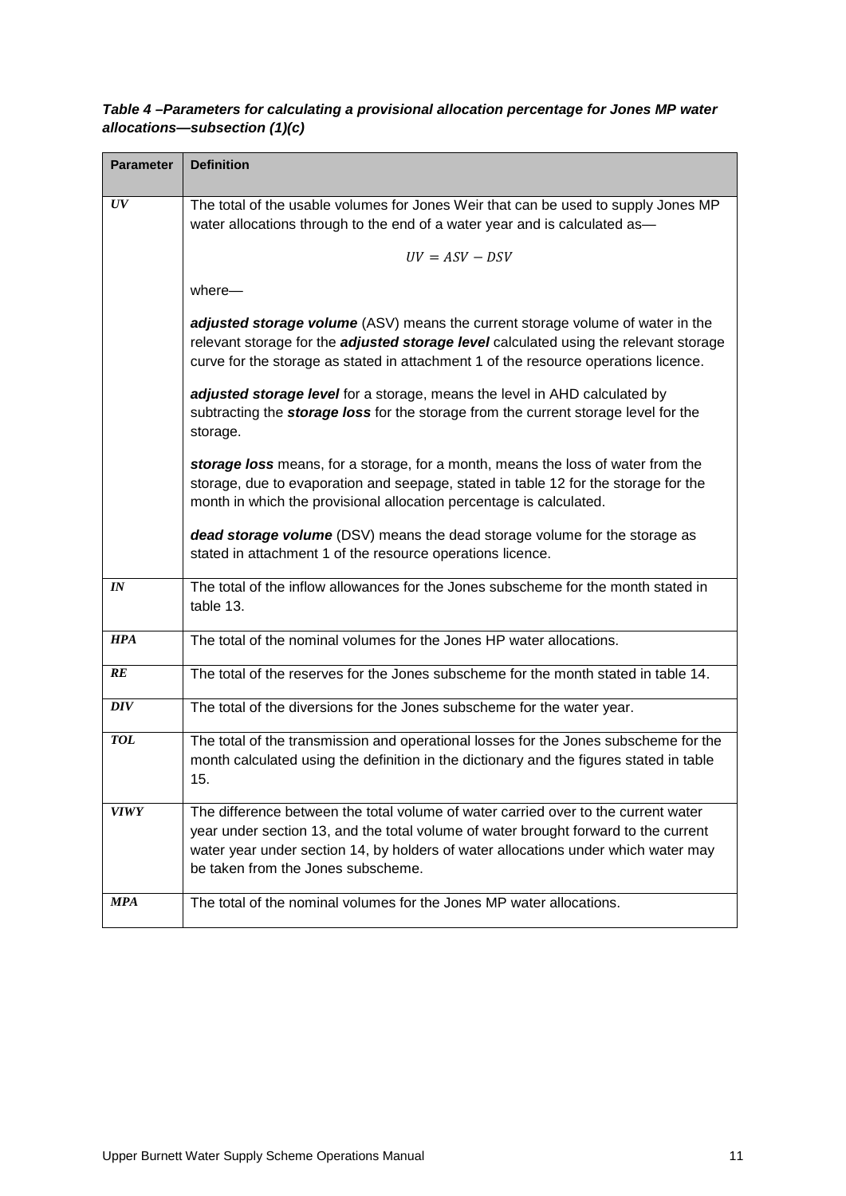***Table 4 –Parameters for calculating a provisional allocation percentage for Jones MP water allocations—subsection (1)(c)***

| Parameter | Definition |
| --- | --- |
| $UV$ | The total of the usable volumes for Jones Weir that can be used to supply Jones MP water allocations through to the end of a water year and is calculated as— $$UV = ASV - DSV$$ where— ***adjusted storage volume*** (ASV) means the current storage volume of water in the relevant storage for the ***adjusted storage level*** calculated using the relevant storage curve for the storage as stated in attachment 1 of the resource operations licence. ***adjusted storage level*** for a storage, means the level in AHD calculated by subtracting the ***storage loss*** for the storage from the current storage level for the storage. ***storage loss*** means, for a storage, for a month, means the loss of water from the storage, due to evaporation and seepage, stated in table 12 for the storage for the month in which the provisional allocation percentage is calculated. ***dead storage volume*** (DSV) means the dead storage volume for the storage as stated in attachment 1 of the resource operations licence. |
| $IN$ | The total of the inflow allowances for the Jones subscheme for the month stated in table 13. |
| $HPA$ | The total of the nominal volumes for the Jones HP water allocations. |
| $RE$ | The total of the reserves for the Jones subscheme for the month stated in table 14. |
| $DIV$ | The total of the diversions for the Jones subscheme for the water year. |
| $TOL$ | The total of the transmission and operational losses for the Jones subscheme for the month calculated using the definition in the dictionary and the figures stated in table 15. |
| $VIWY$ | The difference between the total volume of water carried over to the current water year under section 13, and the total volume of water brought forward to the current water year under section 14, by holders of water allocations under which water may be taken from the Jones subscheme. |
| $MPA$ | The total of the nominal volumes for the Jones MP water allocations. |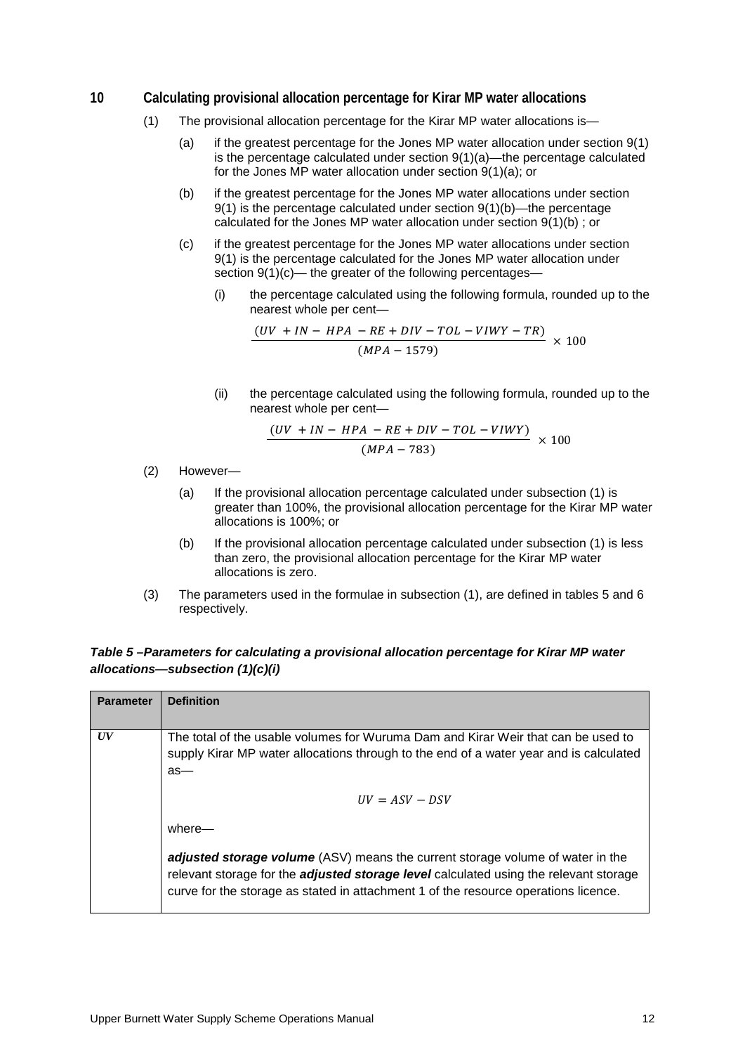## 10 Calculating provisional allocation percentage for Kirar MP water allocations

(1) The provisional allocation percentage for the Kirar MP water allocations is—

(a) if the greatest percentage for the Jones MP water allocation under section 9(1) is the percentage calculated under section 9(1)(a)—the percentage calculated for the Jones MP water allocation under section 9(1)(a); or

(b) if the greatest percentage for the Jones MP water allocations under section 9(1) is the percentage calculated under section 9(1)(b)—the percentage calculated for the Jones MP water allocation under section 9(1)(b) ; or

(c) if the greatest percentage for the Jones MP water allocations under section 9(1) is the percentage calculated for the Jones MP water allocation under section 9(1)(c)— the greater of the following percentages—

(i) the percentage calculated using the following formula, rounded up to the nearest whole per cent—

$$\frac{(UV + IN - HPA - RE + DIV - TOL - VIWY - TR)}{(MPA - 1579)} \times 100$$

(ii) the percentage calculated using the following formula, rounded up to the nearest whole per cent—

$$\frac{(UV + IN - HPA - RE + DIV - TOL - VIWY)}{(MPA - 783)} \times 100$$

(2) However—

(a) If the provisional allocation percentage calculated under subsection (1) is greater than 100%, the provisional allocation percentage for the Kirar MP water allocations is 100%; or

(b) If the provisional allocation percentage calculated under subsection (1) is less than zero, the provisional allocation percentage for the Kirar MP water allocations is zero.

(3) The parameters used in the formulae in subsection (1), are defined in tables 5 and 6 respectively.

***Table 5 –Parameters for calculating a provisional allocation percentage for Kirar MP water allocations—subsection (1)(c)(i)***

| Parameter | Definition |
|---|---|
| $UV$ | The total of the usable volumes for Wuruma Dam and Kirar Weir that can be used to supply Kirar MP water allocations through to the end of a water year and is calculated as— $$UV = ASV - DSV$$ where— ***adjusted storage volume*** (ASV) means the current storage volume of water in the relevant storage for the ***adjusted storage level*** calculated using the relevant storage curve for the storage as stated in attachment 1 of the resource operations licence. |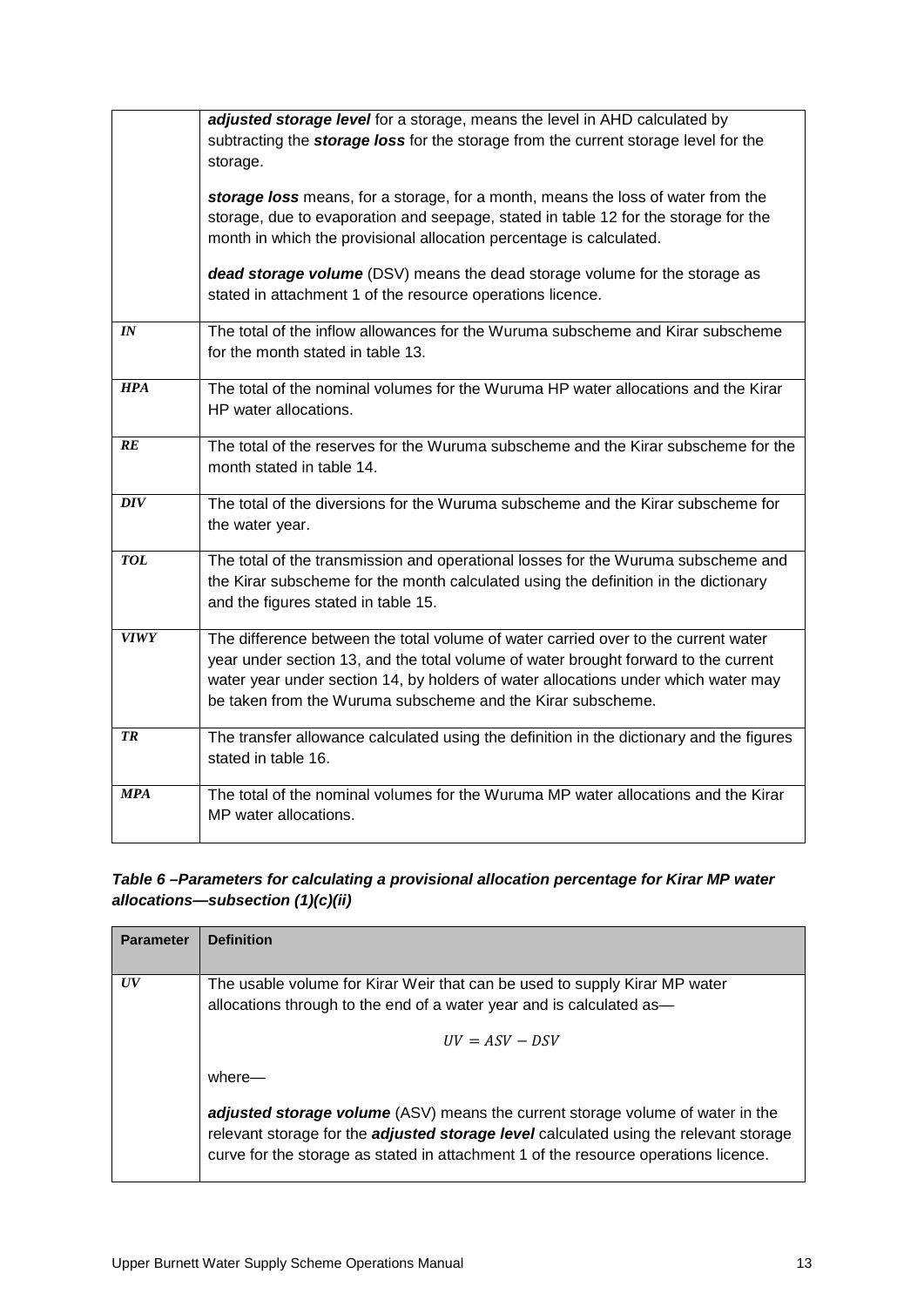| | |
|---|---|
| | ***adjusted storage level*** for a storage, means the level in AHD calculated by subtracting the ***storage loss*** for the storage from the current storage level for the storage.<br><br>***storage loss*** means, for a storage, for a month, means the loss of water from the storage, due to evaporation and seepage, stated in table 12 for the storage for the month in which the provisional allocation percentage is calculated.<br><br>***dead storage volume*** (DSV) means the dead storage volume for the storage as stated in attachment 1 of the resource operations licence. |
| ***IN*** | The total of the inflow allowances for the Wuruma subscheme and Kirar subscheme for the month stated in table 13. |
| ***HPA*** | The total of the nominal volumes for the Wuruma HP water allocations and the Kirar HP water allocations. |
| ***RE*** | The total of the reserves for the Wuruma subscheme and the Kirar subscheme for the month stated in table 14. |
| ***DIV*** | The total of the diversions for the Wuruma subscheme and the Kirar subscheme for the water year. |
| ***TOL*** | The total of the transmission and operational losses for the Wuruma subscheme and the Kirar subscheme for the month calculated using the definition in the dictionary and the figures stated in table 15. |
| ***VIWY*** | The difference between the total volume of water carried over to the current water year under section 13, and the total volume of water brought forward to the current water year under section 14, by holders of water allocations under which water may be taken from the Wuruma subscheme and the Kirar subscheme. |
| ***TR*** | The transfer allowance calculated using the definition in the dictionary and the figures stated in table 16. |
| ***MPA*** | The total of the nominal volumes for the Wuruma MP water allocations and the Kirar MP water allocations. |

***Table 6 –Parameters for calculating a provisional allocation percentage for Kirar MP water allocations—subsection (1)(c)(ii)***

| Parameter | Definition |
|---|---|
| ***UV*** | The usable volume for Kirar Weir that can be used to supply Kirar MP water allocations through to the end of a water year and is calculated as—<br><br>$UV = ASV - DSV$<br><br>where—<br><br>***adjusted storage volume*** (ASV) means the current storage volume of water in the relevant storage for the ***adjusted storage level*** calculated using the relevant storage curve for the storage as stated in attachment 1 of the resource operations licence. |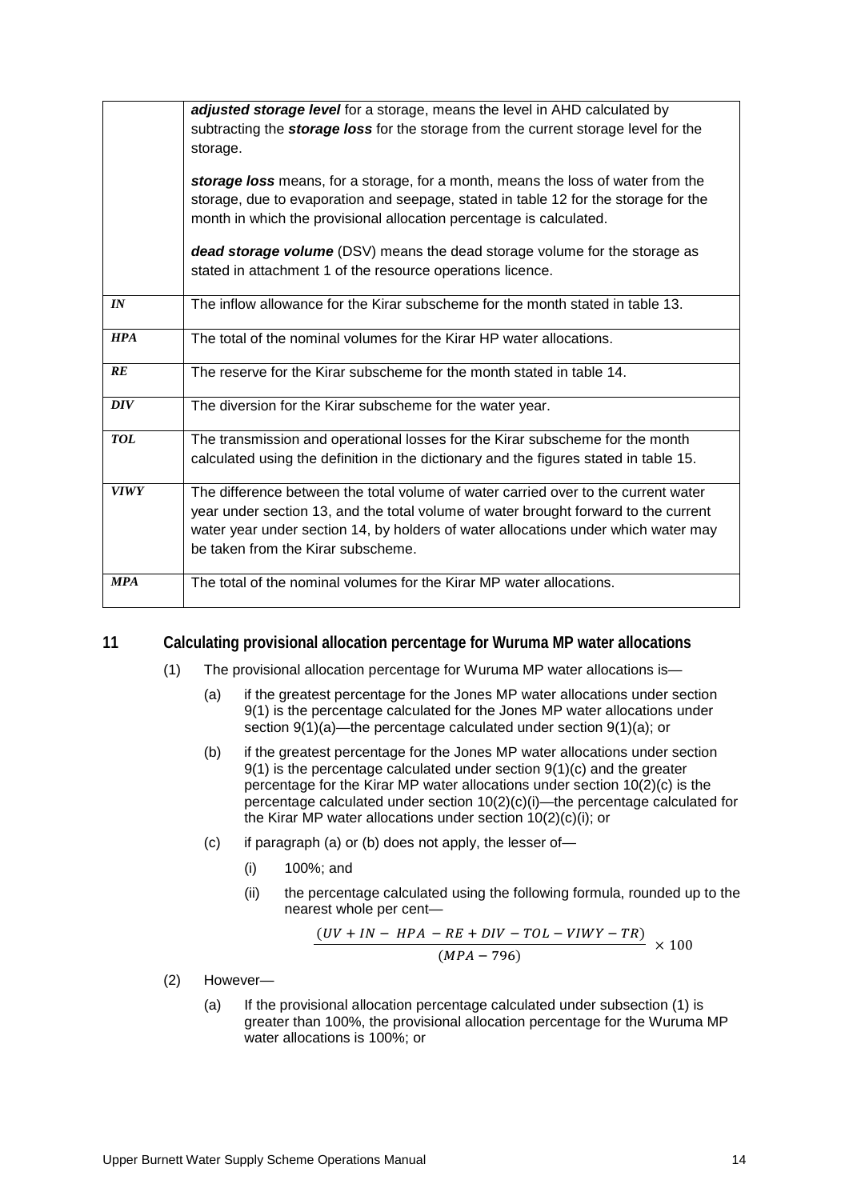| | |
|---|---|
| | ***adjusted storage level*** for a storage, means the level in AHD calculated by subtracting the ***storage loss*** for the storage from the current storage level for the storage.<br><br>***storage loss*** means, for a storage, for a month, means the loss of water from the storage, due to evaporation and seepage, stated in table 12 for the storage for the month in which the provisional allocation percentage is calculated.<br><br>***dead storage volume*** (DSV) means the dead storage volume for the storage as stated in attachment 1 of the resource operations licence. |
| ***IN*** | The inflow allowance for the Kirar subscheme for the month stated in table 13. |
| ***HPA*** | The total of the nominal volumes for the Kirar HP water allocations. |
| ***RE*** | The reserve for the Kirar subscheme for the month stated in table 14. |
| ***DIV*** | The diversion for the Kirar subscheme for the water year. |
| ***TOL*** | The transmission and operational losses for the Kirar subscheme for the month calculated using the definition in the dictionary and the figures stated in table 15. |
| ***VIWY*** | The difference between the total volume of water carried over to the current water year under section 13, and the total volume of water brought forward to the current water year under section 14, by holders of water allocations under which water may be taken from the Kirar subscheme. |
| ***MPA*** | The total of the nominal volumes for the Kirar MP water allocations. |

## 11 Calculating provisional allocation percentage for Wuruma MP water allocations

(1) The provisional allocation percentage for Wuruma MP water allocations is—

(a) if the greatest percentage for the Jones MP water allocations under section 9(1) is the percentage calculated for the Jones MP water allocations under section 9(1)(a)—the percentage calculated under section 9(1)(a); or

(b) if the greatest percentage for the Jones MP water allocations under section 9(1) is the percentage calculated under section 9(1)(c) and the greater percentage for the Kirar MP water allocations under section 10(2)(c) is the percentage calculated under section 10(2)(c)(i)—the percentage calculated for the Kirar MP water allocations under section 10(2)(c)(i); or

(c) if paragraph (a) or (b) does not apply, the lesser of—

(i) 100%; and

(ii) the percentage calculated using the following formula, rounded up to the nearest whole per cent—

$$\frac{(UV + IN - HPA - RE + DIV - TOL - VIWY - TR)}{(MPA - 796)} \times 100$$

(2) However—

(a) If the provisional allocation percentage calculated under subsection (1) is greater than 100%, the provisional allocation percentage for the Wuruma MP water allocations is 100%; or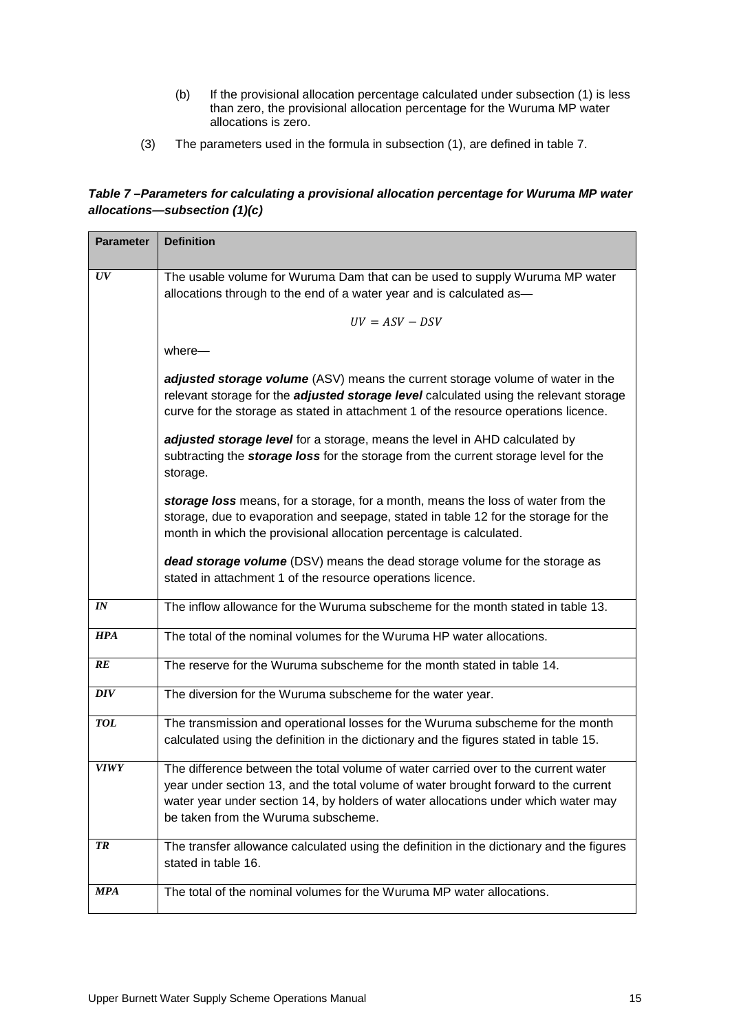(b) If the provisional allocation percentage calculated under subsection (1) is less than zero, the provisional allocation percentage for the Wuruma MP water allocations is zero.

(3) The parameters used in the formula in subsection (1), are defined in table 7.

***Table 7 –Parameters for calculating a provisional allocation percentage for Wuruma MP water allocations—subsection (1)(c)***

| Parameter | Definition |
|---|---|
| ***UV*** | The usable volume for Wuruma Dam that can be used to supply Wuruma MP water allocations through to the end of a water year and is calculated as— $$UV = ASV - DSV$$ where— ***adjusted storage volume*** (ASV) means the current storage volume of water in the relevant storage for the ***adjusted storage level*** calculated using the relevant storage curve for the storage as stated in attachment 1 of the resource operations licence. ***adjusted storage level*** for a storage, means the level in AHD calculated by subtracting the ***storage loss*** for the storage from the current storage level for the storage. ***storage loss*** means, for a storage, for a month, means the loss of water from the storage, due to evaporation and seepage, stated in table 12 for the storage for the month in which the provisional allocation percentage is calculated. ***dead storage volume*** (DSV) means the dead storage volume for the storage as stated in attachment 1 of the resource operations licence. |
| ***IN*** | The inflow allowance for the Wuruma subscheme for the month stated in table 13. |
| ***HPA*** | The total of the nominal volumes for the Wuruma HP water allocations. |
| ***RE*** | The reserve for the Wuruma subscheme for the month stated in table 14. |
| ***DIV*** | The diversion for the Wuruma subscheme for the water year. |
| ***TOL*** | The transmission and operational losses for the Wuruma subscheme for the month calculated using the definition in the dictionary and the figures stated in table 15. |
| ***VIWY*** | The difference between the total volume of water carried over to the current water year under section 13, and the total volume of water brought forward to the current water year under section 14, by holders of water allocations under which water may be taken from the Wuruma subscheme. |
| ***TR*** | The transfer allowance calculated using the definition in the dictionary and the figures stated in table 16. |
| ***MPA*** | The total of the nominal volumes for the Wuruma MP water allocations. |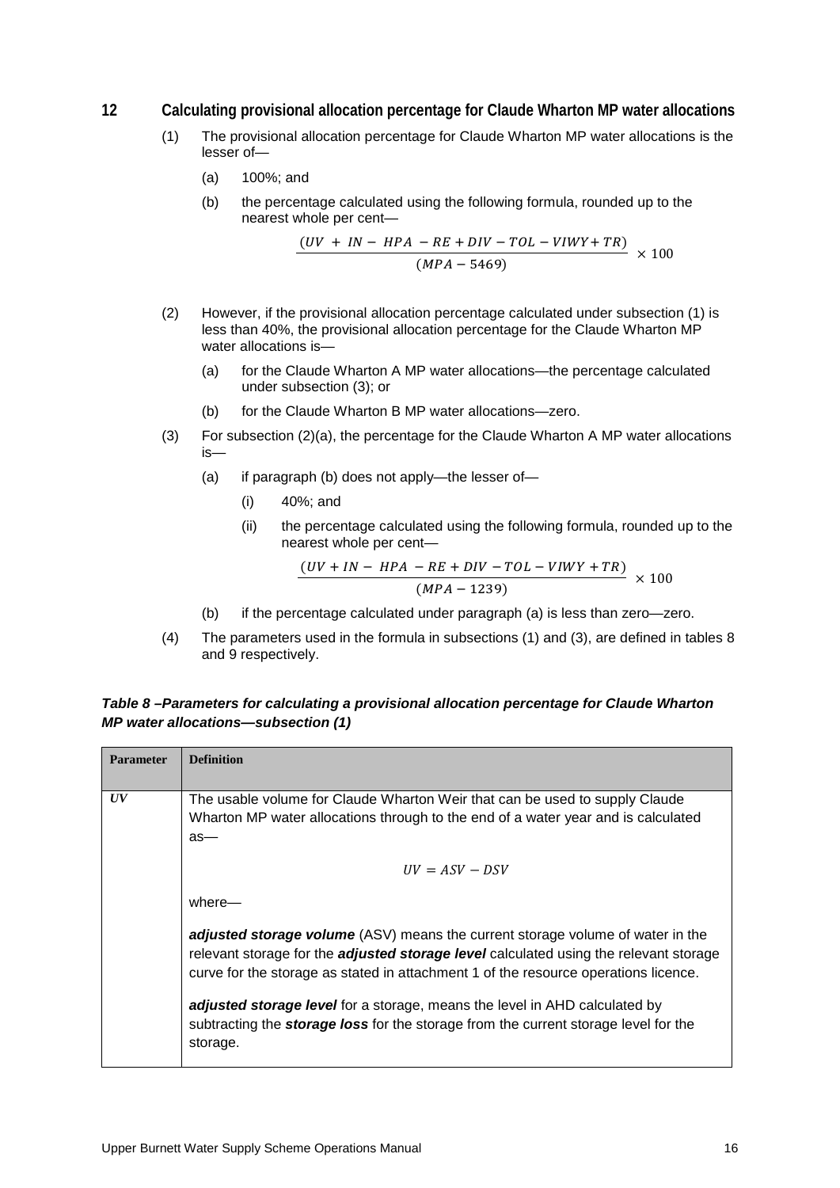## 12 Calculating provisional allocation percentage for Claude Wharton MP water allocations

(1) The provisional allocation percentage for Claude Wharton MP water allocations is the lesser of—

(a) 100%; and

(b) the percentage calculated using the following formula, rounded up to the nearest whole per cent—

$$\frac{(UV + IN - HPA - RE + DIV - TOL - VIWY + TR)}{(MPA - 5469)} \times 100$$

(2) However, if the provisional allocation percentage calculated under subsection (1) is less than 40%, the provisional allocation percentage for the Claude Wharton MP water allocations is—

(a) for the Claude Wharton A MP water allocations—the percentage calculated under subsection (3); or

(b) for the Claude Wharton B MP water allocations—zero.

(3) For subsection (2)(a), the percentage for the Claude Wharton A MP water allocations is—

(a) if paragraph (b) does not apply—the lesser of—

(i) 40%; and

(ii) the percentage calculated using the following formula, rounded up to the nearest whole per cent—

$$\frac{(UV + IN - HPA - RE + DIV - TOL - VIWY + TR)}{(MPA - 1239)} \times 100$$

(b) if the percentage calculated under paragraph (a) is less than zero—zero.

(4) The parameters used in the formula in subsections (1) and (3), are defined in tables 8 and 9 respectively.

***Table 8 –Parameters for calculating a provisional allocation percentage for Claude Wharton MP water allocations—subsection (1)***

| Parameter | Definition |
|---|---|
| ***UV*** | The usable volume for Claude Wharton Weir that can be used to supply Claude Wharton MP water allocations through to the end of a water year and is calculated as—<br><br>$$UV = ASV - DSV$$<br><br>where—<br><br>***adjusted storage volume*** (ASV) means the current storage volume of water in the relevant storage for the ***adjusted storage level*** calculated using the relevant storage curve for the storage as stated in attachment 1 of the resource operations licence.<br><br>***adjusted storage level*** for a storage, means the level in AHD calculated by subtracting the ***storage loss*** for the storage from the current storage level for the storage. |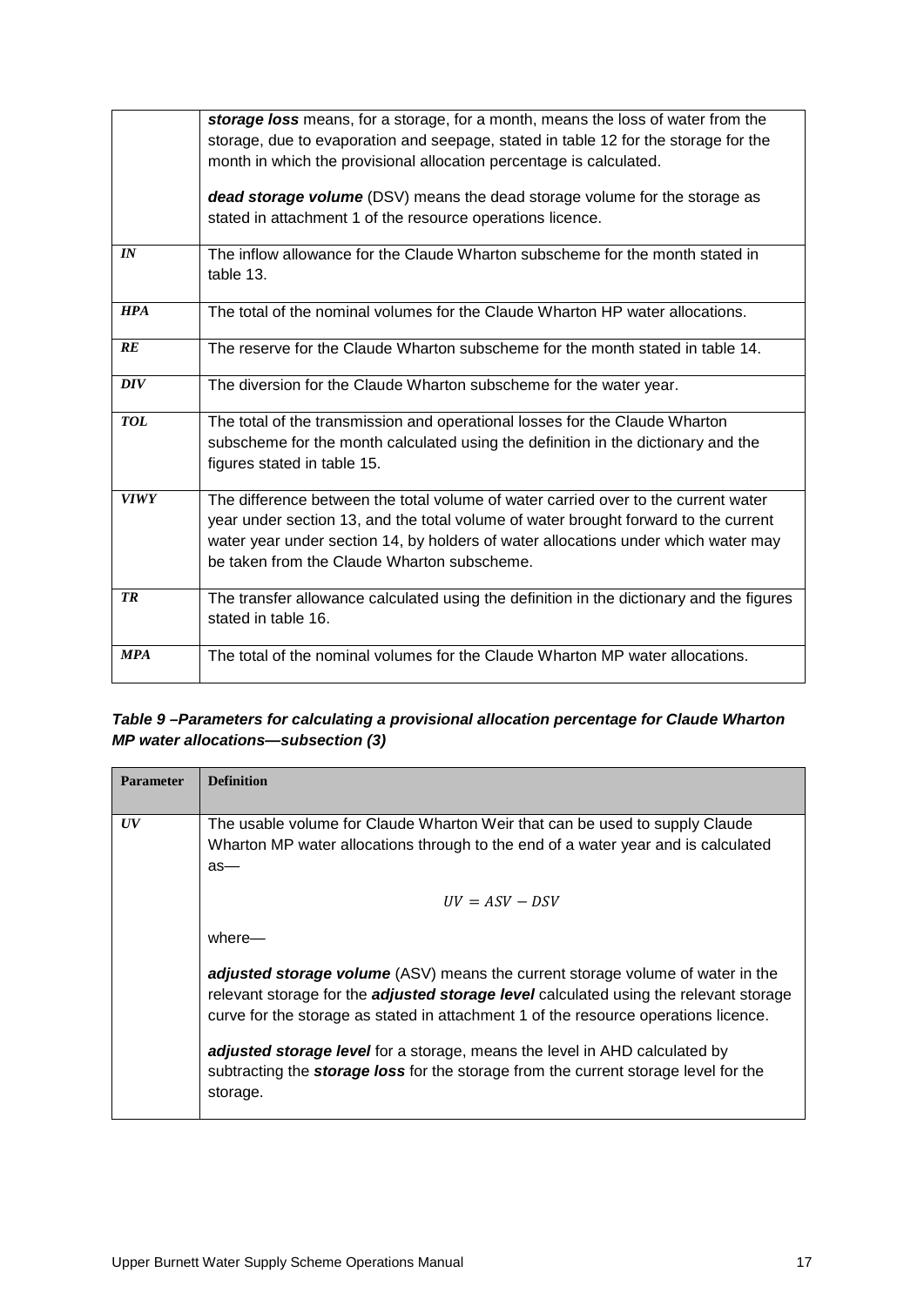| | |
|---|---|
| | ***storage loss*** means, for a storage, for a month, means the loss of water from the storage, due to evaporation and seepage, stated in table 12 for the storage for the month in which the provisional allocation percentage is calculated.<br><br>***dead storage volume*** (DSV) means the dead storage volume for the storage as stated in attachment 1 of the resource operations licence. |
| ***IN*** | The inflow allowance for the Claude Wharton subscheme for the month stated in table 13. |
| ***HPA*** | The total of the nominal volumes for the Claude Wharton HP water allocations. |
| ***RE*** | The reserve for the Claude Wharton subscheme for the month stated in table 14. |
| ***DIV*** | The diversion for the Claude Wharton subscheme for the water year. |
| ***TOL*** | The total of the transmission and operational losses for the Claude Wharton subscheme for the month calculated using the definition in the dictionary and the figures stated in table 15. |
| ***VIWY*** | The difference between the total volume of water carried over to the current water year under section 13, and the total volume of water brought forward to the current water year under section 14, by holders of water allocations under which water may be taken from the Claude Wharton subscheme. |
| ***TR*** | The transfer allowance calculated using the definition in the dictionary and the figures stated in table 16. |
| ***MPA*** | The total of the nominal volumes for the Claude Wharton MP water allocations. |

***Table 9 –Parameters for calculating a provisional allocation percentage for Claude Wharton MP water allocations—subsection (3)***

| Parameter | Definition |
|---|---|
| ***UV*** | The usable volume for Claude Wharton Weir that can be used to supply Claude Wharton MP water allocations through to the end of a water year and is calculated as—<br><br>$UV = ASV - DSV$<br><br>where—<br><br>***adjusted storage volume*** (ASV) means the current storage volume of water in the relevant storage for the ***adjusted storage level*** calculated using the relevant storage curve for the storage as stated in attachment 1 of the resource operations licence.<br><br>***adjusted storage level*** for a storage, means the level in AHD calculated by subtracting the ***storage loss*** for the storage from the current storage level for the storage. |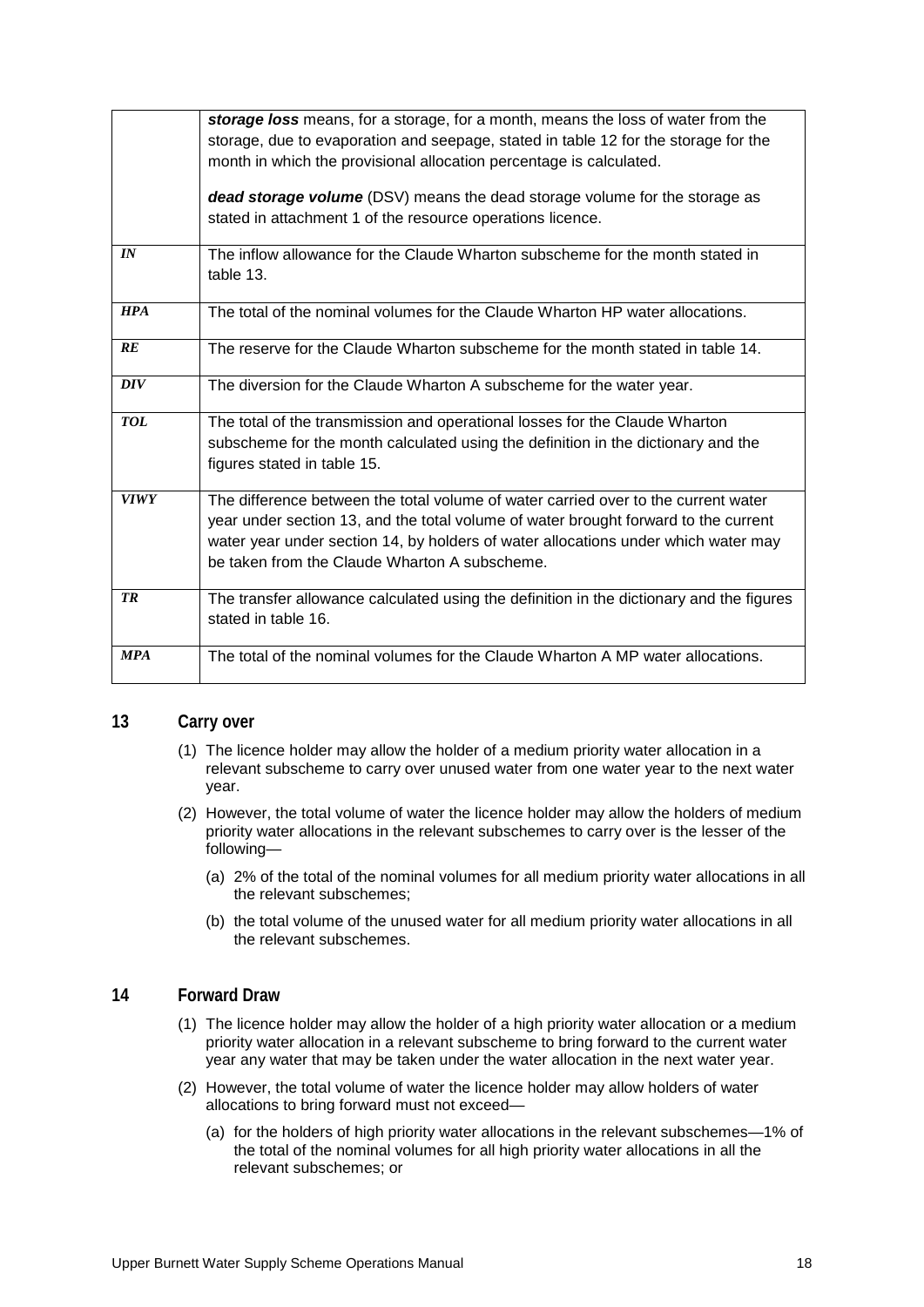| | |
|---|---|
| | ***storage loss*** means, for a storage, for a month, means the loss of water from the storage, due to evaporation and seepage, stated in table 12 for the storage for the month in which the provisional allocation percentage is calculated.<br><br>***dead storage volume*** (DSV) means the dead storage volume for the storage as stated in attachment 1 of the resource operations licence. |
| ***IN*** | The inflow allowance for the Claude Wharton subscheme for the month stated in table 13. |
| ***HPA*** | The total of the nominal volumes for the Claude Wharton HP water allocations. |
| ***RE*** | The reserve for the Claude Wharton subscheme for the month stated in table 14. |
| ***DIV*** | The diversion for the Claude Wharton A subscheme for the water year. |
| ***TOL*** | The total of the transmission and operational losses for the Claude Wharton subscheme for the month calculated using the definition in the dictionary and the figures stated in table 15. |
| ***VIWY*** | The difference between the total volume of water carried over to the current water year under section 13, and the total volume of water brought forward to the current water year under section 14, by holders of water allocations under which water may be taken from the Claude Wharton A subscheme. |
| ***TR*** | The transfer allowance calculated using the definition in the dictionary and the figures stated in table 16. |
| ***MPA*** | The total of the nominal volumes for the Claude Wharton A MP water allocations. |

## 13 Carry over

(1) The licence holder may allow the holder of a medium priority water allocation in a relevant subscheme to carry over unused water from one water year to the next water year.

(2) However, the total volume of water the licence holder may allow the holders of medium priority water allocations in the relevant subschemes to carry over is the lesser of the following—

(a) 2% of the total of the nominal volumes for all medium priority water allocations in all the relevant subschemes;

(b) the total volume of the unused water for all medium priority water allocations in all the relevant subschemes.

## 14 Forward Draw

(1) The licence holder may allow the holder of a high priority water allocation or a medium priority water allocation in a relevant subscheme to bring forward to the current water year any water that may be taken under the water allocation in the next water year.

(2) However, the total volume of water the licence holder may allow holders of water allocations to bring forward must not exceed—

(a) for the holders of high priority water allocations in the relevant subschemes—1% of the total of the nominal volumes for all high priority water allocations in all the relevant subschemes; or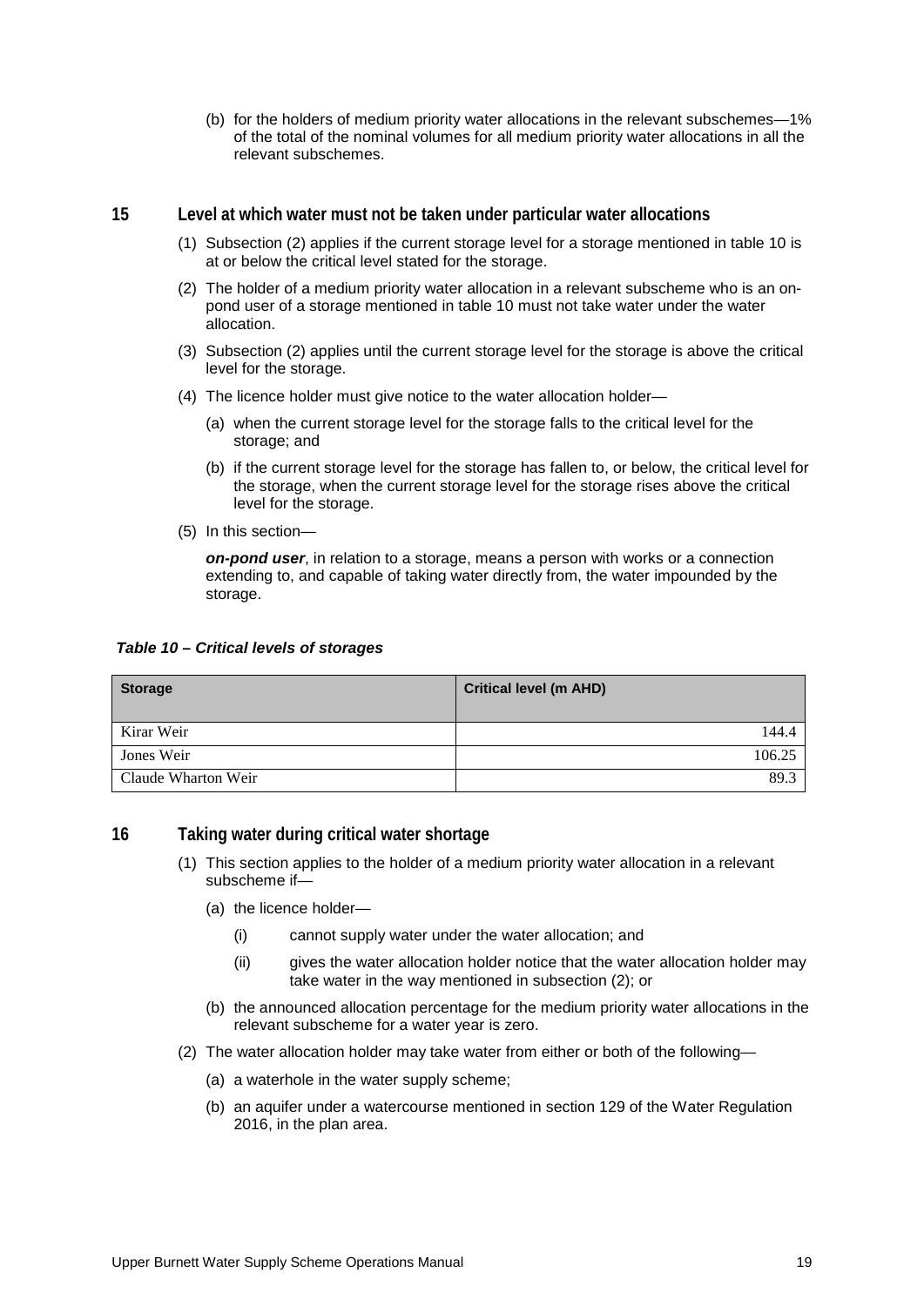(b) for the holders of medium priority water allocations in the relevant subschemes—1% of the total of the nominal volumes for all medium priority water allocations in all the relevant subschemes.

## 15 Level at which water must not be taken under particular water allocations

(1) Subsection (2) applies if the current storage level for a storage mentioned in table 10 is at or below the critical level stated for the storage.

(2) The holder of a medium priority water allocation in a relevant subscheme who is an on-pond user of a storage mentioned in table 10 must not take water under the water allocation.

(3) Subsection (2) applies until the current storage level for the storage is above the critical level for the storage.

(4) The licence holder must give notice to the water allocation holder—

(a) when the current storage level for the storage falls to the critical level for the storage; and

(b) if the current storage level for the storage has fallen to, or below, the critical level for the storage, when the current storage level for the storage rises above the critical level for the storage.

(5) In this section—

***on-pond user***, in relation to a storage, means a person with works or a connection extending to, and capable of taking water directly from, the water impounded by the storage.

***Table 10 – Critical levels of storages***

| Storage | Critical level (m AHD) |
|---|---|
| Kirar Weir | 144.4 |
| Jones Weir | 106.25 |
| Claude Wharton Weir | 89.3 |

## 16 Taking water during critical water shortage

(1) This section applies to the holder of a medium priority water allocation in a relevant subscheme if—

(a) the licence holder—

(i) cannot supply water under the water allocation; and

(ii) gives the water allocation holder notice that the water allocation holder may take water in the way mentioned in subsection (2); or

(b) the announced allocation percentage for the medium priority water allocations in the relevant subscheme for a water year is zero.

(2) The water allocation holder may take water from either or both of the following—

(a) a waterhole in the water supply scheme;

(b) an aquifer under a watercourse mentioned in section 129 of the Water Regulation 2016, in the plan area.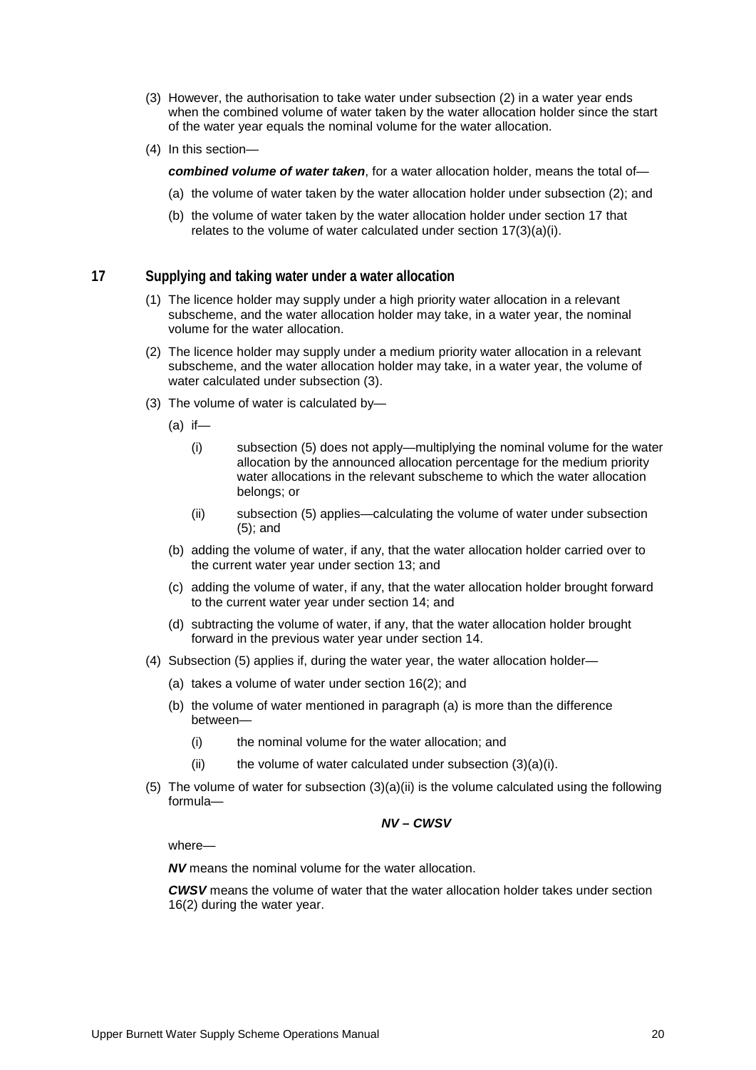(3) However, the authorisation to take water under subsection (2) in a water year ends when the combined volume of water taken by the water allocation holder since the start of the water year equals the nominal volume for the water allocation.

(4) In this section—

***combined volume of water taken***, for a water allocation holder, means the total of—

(a) the volume of water taken by the water allocation holder under subsection (2); and

(b) the volume of water taken by the water allocation holder under section 17 that relates to the volume of water calculated under section 17(3)(a)(i).

## 17 Supplying and taking water under a water allocation

(1) The licence holder may supply under a high priority water allocation in a relevant subscheme, and the water allocation holder may take, in a water year, the nominal volume for the water allocation.

(2) The licence holder may supply under a medium priority water allocation in a relevant subscheme, and the water allocation holder may take, in a water year, the volume of water calculated under subsection (3).

(3) The volume of water is calculated by—

(a) if—

(i) subsection (5) does not apply—multiplying the nominal volume for the water allocation by the announced allocation percentage for the medium priority water allocations in the relevant subscheme to which the water allocation belongs; or

(ii) subsection (5) applies—calculating the volume of water under subsection (5); and

(b) adding the volume of water, if any, that the water allocation holder carried over to the current water year under section 13; and

(c) adding the volume of water, if any, that the water allocation holder brought forward to the current water year under section 14; and

(d) subtracting the volume of water, if any, that the water allocation holder brought forward in the previous water year under section 14.

(4) Subsection (5) applies if, during the water year, the water allocation holder—

(a) takes a volume of water under section 16(2); and

(b) the volume of water mentioned in paragraph (a) is more than the difference between—

(i) the nominal volume for the water allocation; and

(ii) the volume of water calculated under subsection (3)(a)(i).

(5) The volume of water for subsection (3)(a)(ii) is the volume calculated using the following formula—

$$NV - CWSV$$

where—

***NV*** means the nominal volume for the water allocation.

***CWSV*** means the volume of water that the water allocation holder takes under section 16(2) during the water year.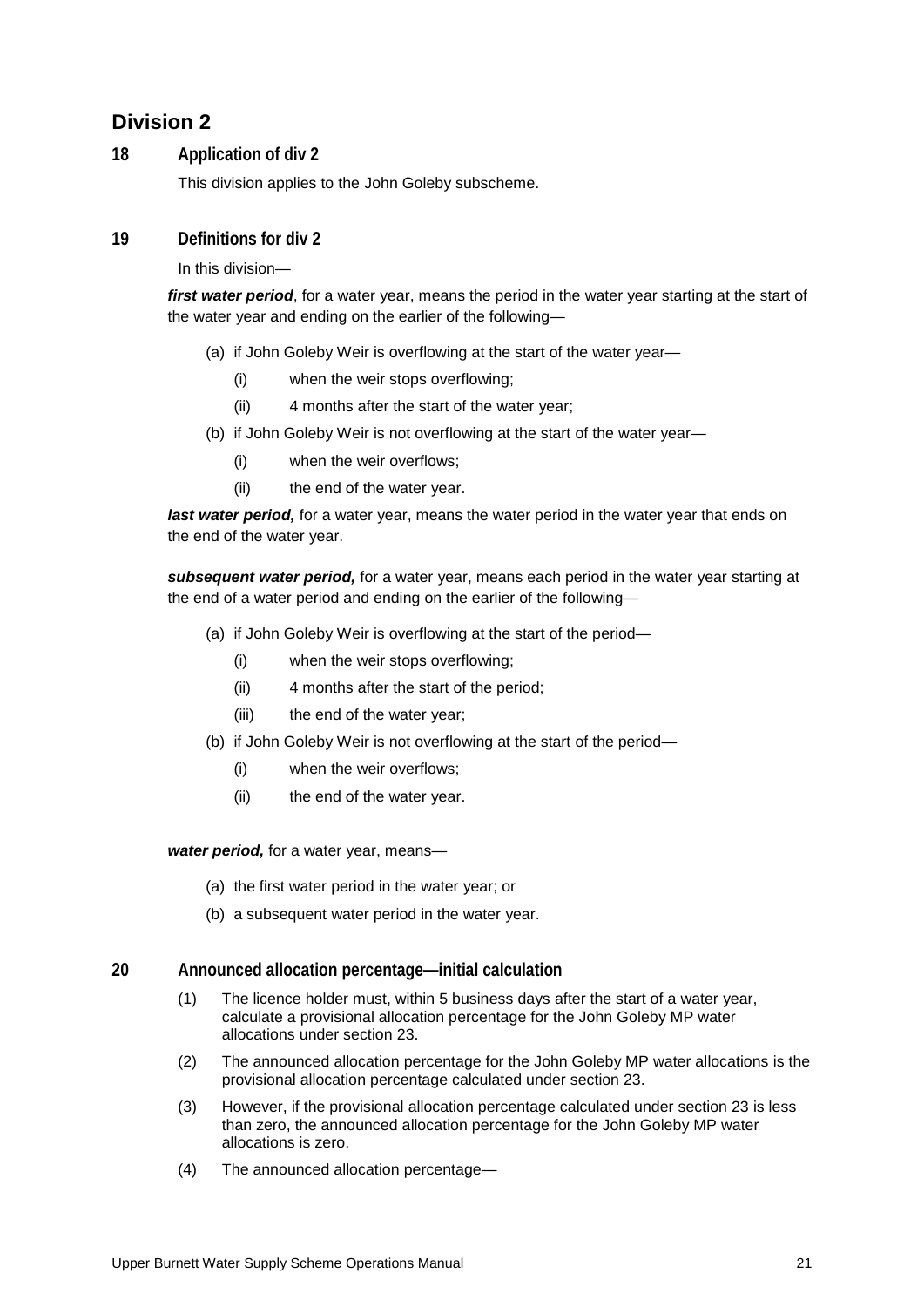## Division 2

### 18 Application of div 2

This division applies to the John Goleby subscheme.

### 19 Definitions for div 2

In this division—

***first water period***, for a water year, means the period in the water year starting at the start of the water year and ending on the earlier of the following—

- (a) if John Goleby Weir is overflowing at the start of the water year—
  - (i) when the weir stops overflowing;
  - (ii) 4 months after the start of the water year;
- (b) if John Goleby Weir is not overflowing at the start of the water year—
  - (i) when the weir overflows;
  - (ii) the end of the water year.

***last water period,*** for a water year, means the water period in the water year that ends on the end of the water year.

***subsequent water period,*** for a water year, means each period in the water year starting at the end of a water period and ending on the earlier of the following—

- (a) if John Goleby Weir is overflowing at the start of the period—
  - (i) when the weir stops overflowing;
  - (ii) 4 months after the start of the period;
  - (iii) the end of the water year;
- (b) if John Goleby Weir is not overflowing at the start of the period—
  - (i) when the weir overflows;
  - (ii) the end of the water year.

***water period,*** for a water year, means—

- (a) the first water period in the water year; or
- (b) a subsequent water period in the water year.

### 20 Announced allocation percentage—initial calculation

(1) The licence holder must, within 5 business days after the start of a water year, calculate a provisional allocation percentage for the John Goleby MP water allocations under section 23.

(2) The announced allocation percentage for the John Goleby MP water allocations is the provisional allocation percentage calculated under section 23.

(3) However, if the provisional allocation percentage calculated under section 23 is less than zero, the announced allocation percentage for the John Goleby MP water allocations is zero.

(4) The announced allocation percentage—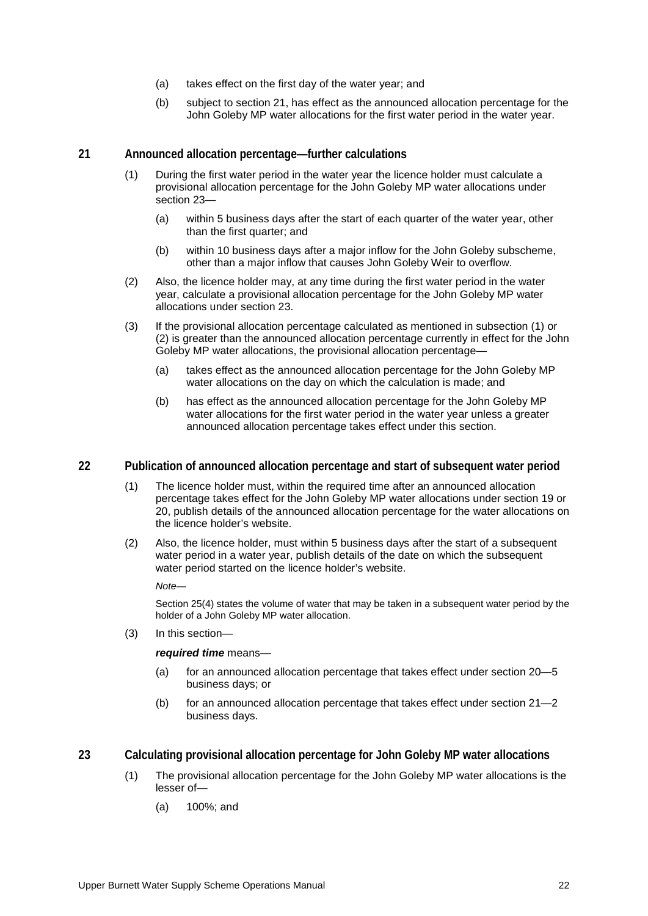(a) takes effect on the first day of the water year; and

(b) subject to section 21, has effect as the announced allocation percentage for the John Goleby MP water allocations for the first water period in the water year.

## 21 Announced allocation percentage—further calculations

(1) During the first water period in the water year the licence holder must calculate a provisional allocation percentage for the John Goleby MP water allocations under section 23—

(a) within 5 business days after the start of each quarter of the water year, other than the first quarter; and

(b) within 10 business days after a major inflow for the John Goleby subscheme, other than a major inflow that causes John Goleby Weir to overflow.

(2) Also, the licence holder may, at any time during the first water period in the water year, calculate a provisional allocation percentage for the John Goleby MP water allocations under section 23.

(3) If the provisional allocation percentage calculated as mentioned in subsection (1) or (2) is greater than the announced allocation percentage currently in effect for the John Goleby MP water allocations, the provisional allocation percentage—

(a) takes effect as the announced allocation percentage for the John Goleby MP water allocations on the day on which the calculation is made; and

(b) has effect as the announced allocation percentage for the John Goleby MP water allocations for the first water period in the water year unless a greater announced allocation percentage takes effect under this section.

## 22 Publication of announced allocation percentage and start of subsequent water period

(1) The licence holder must, within the required time after an announced allocation percentage takes effect for the John Goleby MP water allocations under section 19 or 20, publish details of the announced allocation percentage for the water allocations on the licence holder's website.

(2) Also, the licence holder, must within 5 business days after the start of a subsequent water period in a water year, publish details of the date on which the subsequent water period started on the licence holder's website.

*Note—*

Section 25(4) states the volume of water that may be taken in a subsequent water period by the holder of a John Goleby MP water allocation.

(3) In this section—

***required time*** means—

(a) for an announced allocation percentage that takes effect under section 20—5 business days; or

(b) for an announced allocation percentage that takes effect under section 21—2 business days.

## 23 Calculating provisional allocation percentage for John Goleby MP water allocations

(1) The provisional allocation percentage for the John Goleby MP water allocations is the lesser of—

(a) 100%; and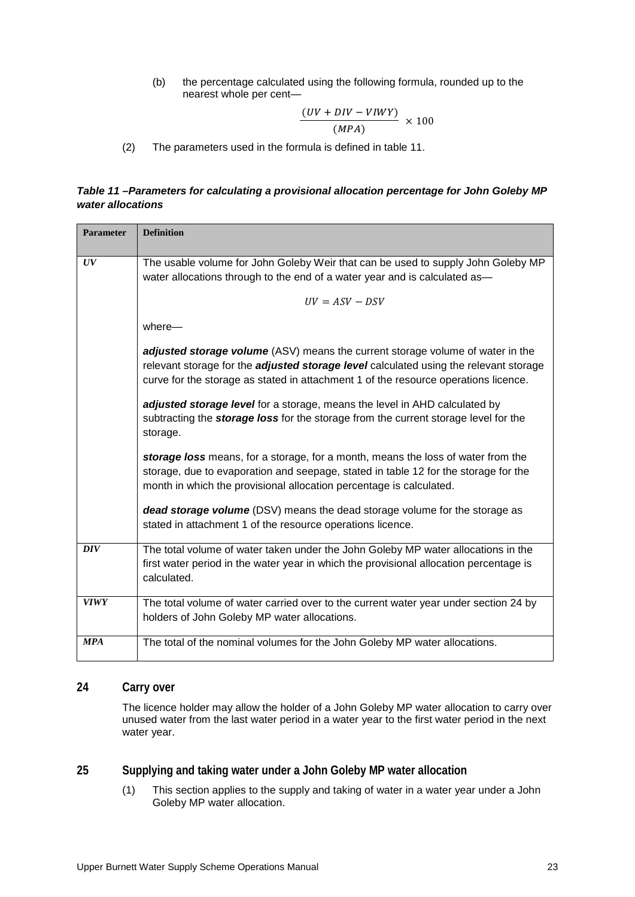(b) the percentage calculated using the following formula, rounded up to the nearest whole per cent—

$$\frac{(UV + DIV - VIWY)}{(MPA)} \times 100$$

(2) The parameters used in the formula is defined in table 11.

***Table 11 –Parameters for calculating a provisional allocation percentage for John Goleby MP water allocations***

| Parameter | Definition |
|---|---|
| ***UV*** | The usable volume for John Goleby Weir that can be used to supply John Goleby MP water allocations through to the end of a water year and is calculated as— $$UV = ASV - DSV$$ where— ***adjusted storage volume*** (ASV) means the current storage volume of water in the relevant storage for the ***adjusted storage level*** calculated using the relevant storage curve for the storage as stated in attachment 1 of the resource operations licence. ***adjusted storage level*** for a storage, means the level in AHD calculated by subtracting the ***storage loss*** for the storage from the current storage level for the storage. ***storage loss*** means, for a storage, for a month, means the loss of water from the storage, due to evaporation and seepage, stated in table 12 for the storage for the month in which the provisional allocation percentage is calculated. ***dead storage volume*** (DSV) means the dead storage volume for the storage as stated in attachment 1 of the resource operations licence. |
| ***DIV*** | The total volume of water taken under the John Goleby MP water allocations in the first water period in the water year in which the provisional allocation percentage is calculated. |
| ***VIWY*** | The total volume of water carried over to the current water year under section 24 by holders of John Goleby MP water allocations. |
| ***MPA*** | The total of the nominal volumes for the John Goleby MP water allocations. |

## 24 Carry over

The licence holder may allow the holder of a John Goleby MP water allocation to carry over unused water from the last water period in a water year to the first water period in the next water year.

## 25 Supplying and taking water under a John Goleby MP water allocation

(1) This section applies to the supply and taking of water in a water year under a John Goleby MP water allocation.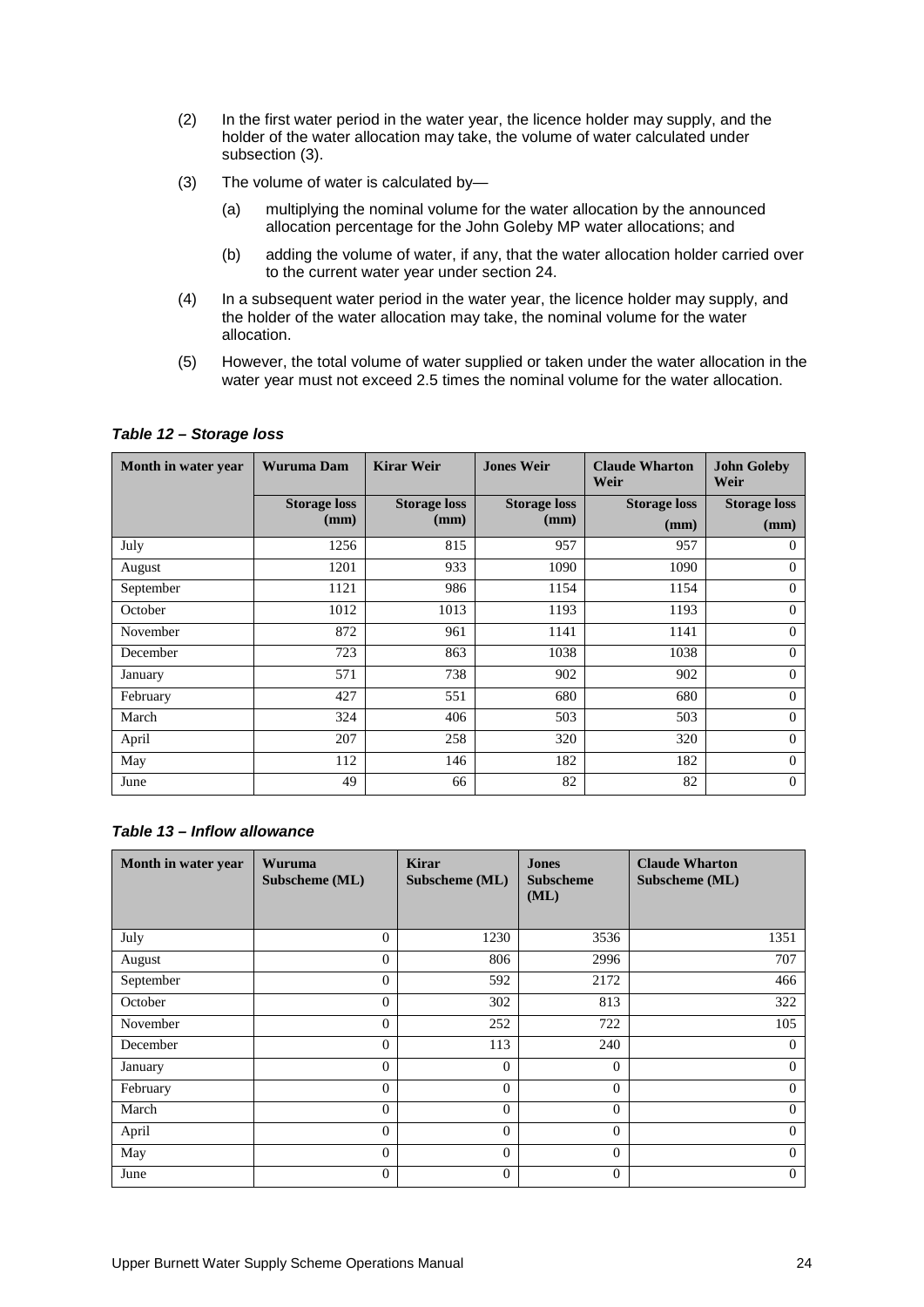(2) In the first water period in the water year, the licence holder may supply, and the holder of the water allocation may take, the volume of water calculated under subsection (3).

(3) The volume of water is calculated by—

(a) multiplying the nominal volume for the water allocation by the announced allocation percentage for the John Goleby MP water allocations; and

(b) adding the volume of water, if any, that the water allocation holder carried over to the current water year under section 24.

(4) In a subsequent water period in the water year, the licence holder may supply, and the holder of the water allocation may take, the nominal volume for the water allocation.

(5) However, the total volume of water supplied or taken under the water allocation in the water year must not exceed 2.5 times the nominal volume for the water allocation.

***Table 12 – Storage loss***

| Month in water year | Wuruma Dam | Kirar Weir | Jones Weir | Claude Wharton Weir | John Goleby Weir |
|---|---|---|---|---|---|
| | Storage loss (mm) | Storage loss (mm) | Storage loss (mm) | Storage loss (mm) | Storage loss (mm) |
| July | 1256 | 815 | 957 | 957 | 0 |
| August | 1201 | 933 | 1090 | 1090 | 0 |
| September | 1121 | 986 | 1154 | 1154 | 0 |
| October | 1012 | 1013 | 1193 | 1193 | 0 |
| November | 872 | 961 | 1141 | 1141 | 0 |
| December | 723 | 863 | 1038 | 1038 | 0 |
| January | 571 | 738 | 902 | 902 | 0 |
| February | 427 | 551 | 680 | 680 | 0 |
| March | 324 | 406 | 503 | 503 | 0 |
| April | 207 | 258 | 320 | 320 | 0 |
| May | 112 | 146 | 182 | 182 | 0 |
| June | 49 | 66 | 82 | 82 | 0 |

***Table 13 – Inflow allowance***

| Month in water year | Wuruma Subscheme (ML) | Kirar Subscheme (ML) | Jones Subscheme (ML) | Claude Wharton Subscheme (ML) |
|---|---|---|---|---|
| July | 0 | 1230 | 3536 | 1351 |
| August | 0 | 806 | 2996 | 707 |
| September | 0 | 592 | 2172 | 466 |
| October | 0 | 302 | 813 | 322 |
| November | 0 | 252 | 722 | 105 |
| December | 0 | 113 | 240 | 0 |
| January | 0 | 0 | 0 | 0 |
| February | 0 | 0 | 0 | 0 |
| March | 0 | 0 | 0 | 0 |
| April | 0 | 0 | 0 | 0 |
| May | 0 | 0 | 0 | 0 |
| June | 0 | 0 | 0 | 0 |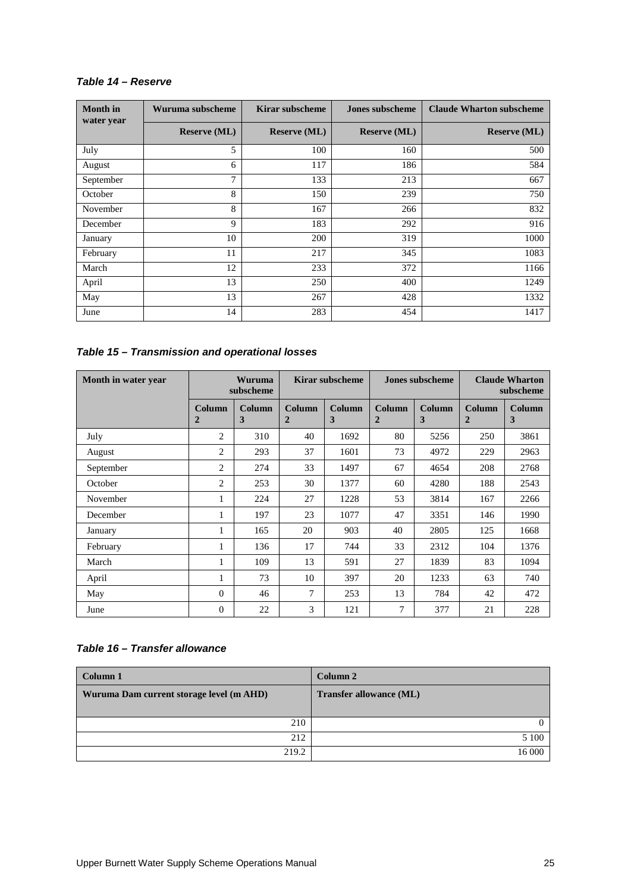***Table 14 – Reserve***

| Month in water year | Wuruma subscheme | Kirar subscheme | Jones subscheme | Claude Wharton subscheme |
|---|---|---|---|---|
| | Reserve (ML) | Reserve (ML) | Reserve (ML) | Reserve (ML) |
| July | 5 | 100 | 160 | 500 |
| August | 6 | 117 | 186 | 584 |
| September | 7 | 133 | 213 | 667 |
| October | 8 | 150 | 239 | 750 |
| November | 8 | 167 | 266 | 832 |
| December | 9 | 183 | 292 | 916 |
| January | 10 | 200 | 319 | 1000 |
| February | 11 | 217 | 345 | 1083 |
| March | 12 | 233 | 372 | 1166 |
| April | 13 | 250 | 400 | 1249 |
| May | 13 | 267 | 428 | 1332 |
| June | 14 | 283 | 454 | 1417 |

***Table 15 – Transmission and operational losses***

| Month in water year | Wuruma subscheme | | Kirar subscheme | | Jones subscheme | | Claude Wharton subscheme | |
|---|---|---|---|---|---|---|---|---|
| | Column 2 | Column 3 | Column 2 | Column 3 | Column 2 | Column 3 | Column 2 | Column 3 |
| July | 2 | 310 | 40 | 1692 | 80 | 5256 | 250 | 3861 |
| August | 2 | 293 | 37 | 1601 | 73 | 4972 | 229 | 2963 |
| September | 2 | 274 | 33 | 1497 | 67 | 4654 | 208 | 2768 |
| October | 2 | 253 | 30 | 1377 | 60 | 4280 | 188 | 2543 |
| November | 1 | 224 | 27 | 1228 | 53 | 3814 | 167 | 2266 |
| December | 1 | 197 | 23 | 1077 | 47 | 3351 | 146 | 1990 |
| January | 1 | 165 | 20 | 903 | 40 | 2805 | 125 | 1668 |
| February | 1 | 136 | 17 | 744 | 33 | 2312 | 104 | 1376 |
| March | 1 | 109 | 13 | 591 | 27 | 1839 | 83 | 1094 |
| April | 1 | 73 | 10 | 397 | 20 | 1233 | 63 | 740 |
| May | 0 | 46 | 7 | 253 | 13 | 784 | 42 | 472 |
| June | 0 | 22 | 3 | 121 | 7 | 377 | 21 | 228 |

***Table 16 – Transfer allowance***

| Column 1 | Column 2 |
|---|---|
| Wuruma Dam current storage level (m AHD) | Transfer allowance (ML) |
| 210 | 0 |
| 212 | 5 100 |
| 219.2 | 16 000 |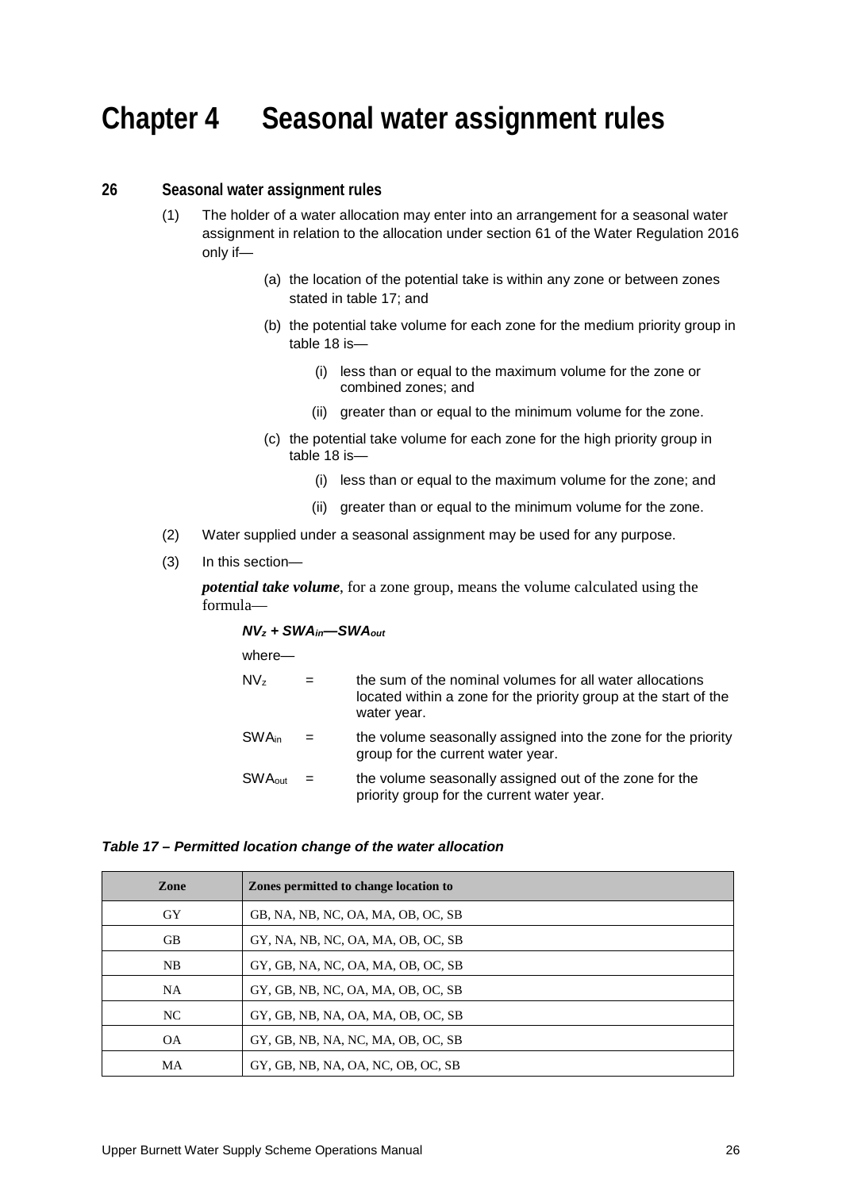# Chapter 4 Seasonal water assignment rules

## 26 Seasonal water assignment rules

(1) The holder of a water allocation may enter into an arrangement for a seasonal water assignment in relation to the allocation under section 61 of the Water Regulation 2016 only if—

(a) the location of the potential take is within any zone or between zones stated in table 17; and

(b) the potential take volume for each zone for the medium priority group in table 18 is—

(i) less than or equal to the maximum volume for the zone or combined zones; and

(ii) greater than or equal to the minimum volume for the zone.

(c) the potential take volume for each zone for the high priority group in table 18 is—

(i) less than or equal to the maximum volume for the zone; and

(ii) greater than or equal to the minimum volume for the zone.

(2) Water supplied under a seasonal assignment may be used for any purpose.

(3) In this section—

***potential take volume***, for a zone group, means the volume calculated using the formula—

$$NV_z + SWA_{in} — SWA_{out}$$

where—

$NV_z$ = the sum of the nominal volumes for all water allocations located within a zone for the priority group at the start of the water year.

$SWA_{in}$ = the volume seasonally assigned into the zone for the priority group for the current water year.

$SWA_{out}$ = the volume seasonally assigned out of the zone for the priority group for the current water year.

***Table 17 – Permitted location change of the water allocation***

| Zone | Zones permitted to change location to |
|---|---|
| GY | GB, NA, NB, NC, OA, MA, OB, OC, SB |
| GB | GY, NA, NB, NC, OA, MA, OB, OC, SB |
| NB | GY, GB, NA, NC, OA, MA, OB, OC, SB |
| NA | GY, GB, NB, NC, OA, MA, OB, OC, SB |
| NC | GY, GB, NB, NA, OA, MA, OB, OC, SB |
| OA | GY, GB, NB, NA, NC, MA, OB, OC, SB |
| MA | GY, GB, NB, NA, OA, NC, OB, OC, SB |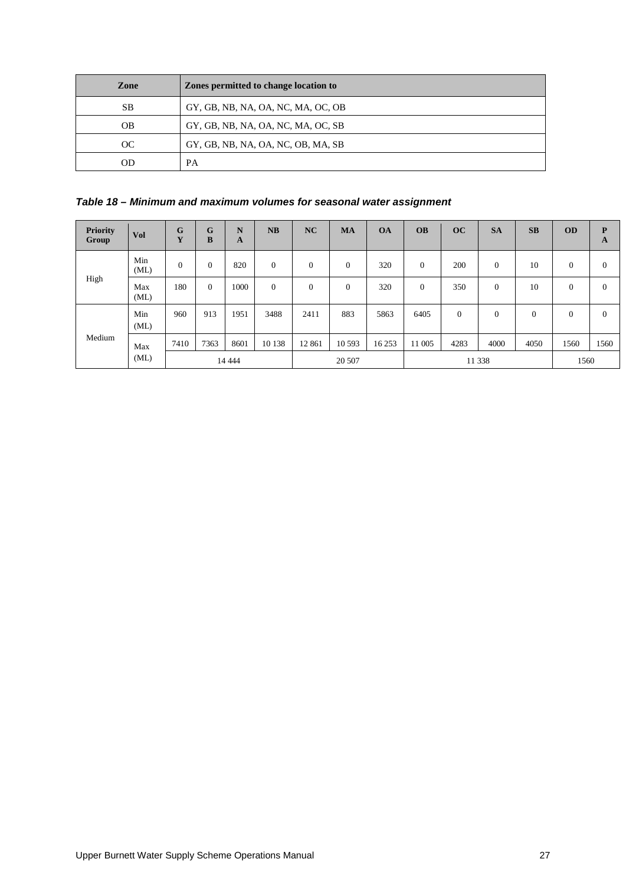| Zone | Zones permitted to change location to |
|---|---|
| SB | GY, GB, NB, NA, OA, NC, MA, OC, OB |
| OB | GY, GB, NB, NA, OA, NC, MA, OC, SB |
| OC | GY, GB, NB, NA, OA, NC, OB, MA, SB |
| OD | PA |

***Table 18 – Minimum and maximum volumes for seasonal water assignment***

| Priority Group | Vol | GY | GB | NA | NB | NC | MA | OA | OB | OC | SA | SB | OD | PA |
|---|---|---|---|---|---|---|---|---|---|---|---|---|---|---|
| High | Min (ML) | 0 | 0 | 820 | 0 | 0 | 0 | 320 | 0 | 200 | 0 | 10 | 0 | 0 |
| | Max (ML) | 180 | 0 | 1000 | 0 | 0 | 0 | 320 | 0 | 350 | 0 | 10 | 0 | 0 |
| Medium | Min (ML) | 960 | 913 | 1951 | 3488 | 2411 | 883 | 5863 | 6405 | 0 | 0 | 0 | 0 | 0 |
| | Max (ML) | 7410 | 7363 | 8601 | 10 138 | 12 861 | 10 593 | 16 253 | 11 005 | 4283 | 4000 | 4050 | 1560 | 1560 |
| | | 14 444 | | | | 20 507 | | | 11 338 | | | | 1560 | |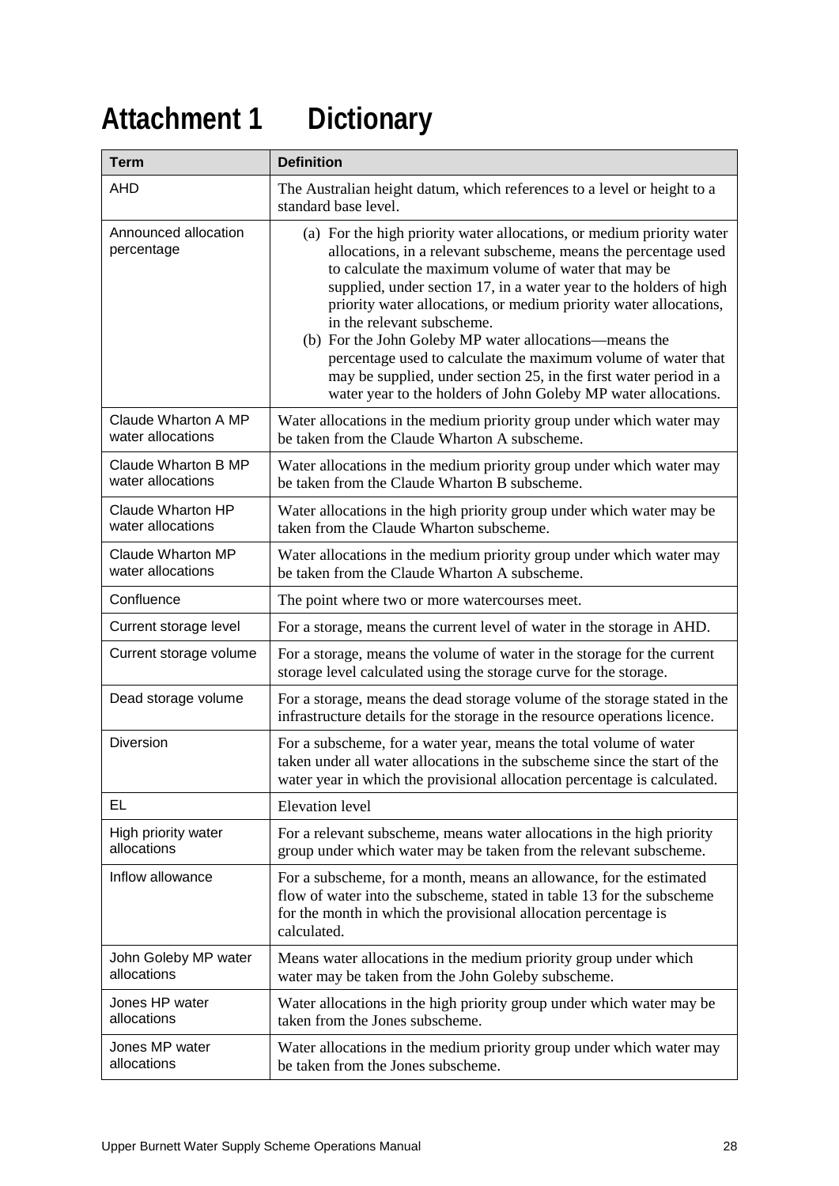# Attachment 1 Dictionary

| Term | Definition |
|---|---|
| AHD | The Australian height datum, which references to a level or height to a standard base level. |
| Announced allocation percentage | (a) For the high priority water allocations, or medium priority water allocations, in a relevant subscheme, means the percentage used to calculate the maximum volume of water that may be supplied, under section 17, in a water year to the holders of high priority water allocations, or medium priority water allocations, in the relevant subscheme. (b) For the John Goleby MP water allocations—means the percentage used to calculate the maximum volume of water that may be supplied, under section 25, in the first water period in a water year to the holders of John Goleby MP water allocations. |
| Claude Wharton A MP water allocations | Water allocations in the medium priority group under which water may be taken from the Claude Wharton A subscheme. |
| Claude Wharton B MP water allocations | Water allocations in the medium priority group under which water may be taken from the Claude Wharton B subscheme. |
| Claude Wharton HP water allocations | Water allocations in the high priority group under which water may be taken from the Claude Wharton subscheme. |
| Claude Wharton MP water allocations | Water allocations in the medium priority group under which water may be taken from the Claude Wharton A subscheme. |
| Confluence | The point where two or more watercourses meet. |
| Current storage level | For a storage, means the current level of water in the storage in AHD. |
| Current storage volume | For a storage, means the volume of water in the storage for the current storage level calculated using the storage curve for the storage. |
| Dead storage volume | For a storage, means the dead storage volume of the storage stated in the infrastructure details for the storage in the resource operations licence. |
| Diversion | For a subscheme, for a water year, means the total volume of water taken under all water allocations in the subscheme since the start of the water year in which the provisional allocation percentage is calculated. |
| EL | Elevation level |
| High priority water allocations | For a relevant subscheme, means water allocations in the high priority group under which water may be taken from the relevant subscheme. |
| Inflow allowance | For a subscheme, for a month, means an allowance, for the estimated flow of water into the subscheme, stated in table 13 for the subscheme for the month in which the provisional allocation percentage is calculated. |
| John Goleby MP water allocations | Means water allocations in the medium priority group under which water may be taken from the John Goleby subscheme. |
| Jones HP water allocations | Water allocations in the high priority group under which water may be taken from the Jones subscheme. |
| Jones MP water allocations | Water allocations in the medium priority group under which water may be taken from the Jones subscheme. |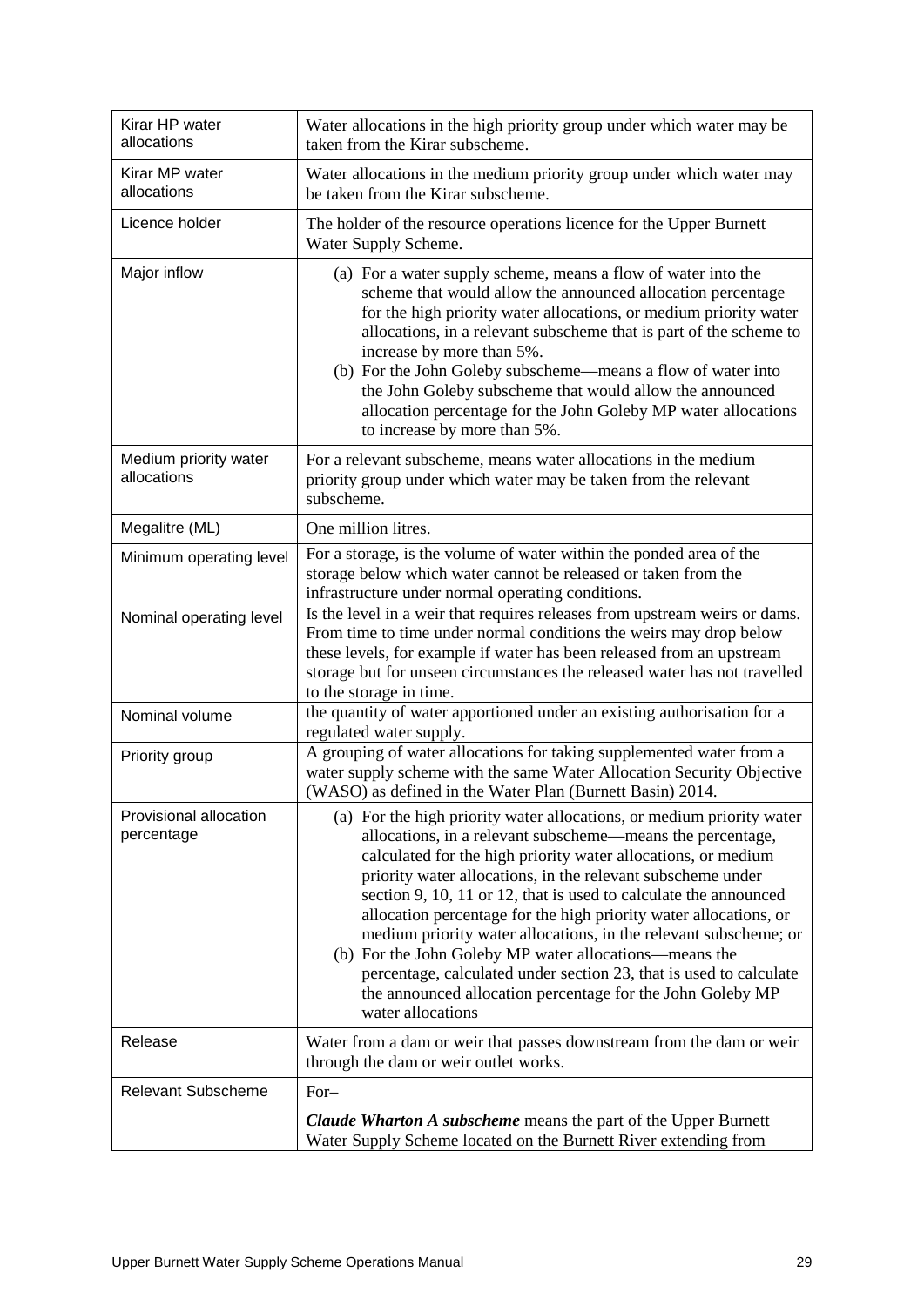| | |
|---|---|
| Kirar HP water allocations | Water allocations in the high priority group under which water may be taken from the Kirar subscheme. |
| Kirar MP water allocations | Water allocations in the medium priority group under which water may be taken from the Kirar subscheme. |
| Licence holder | The holder of the resource operations licence for the Upper Burnett Water Supply Scheme. |
| Major inflow | (a) For a water supply scheme, means a flow of water into the scheme that would allow the announced allocation percentage for the high priority water allocations, or medium priority water allocations, in a relevant subscheme that is part of the scheme to increase by more than 5%.<br>(b) For the John Goleby subscheme—means a flow of water into the John Goleby subscheme that would allow the announced allocation percentage for the John Goleby MP water allocations to increase by more than 5%. |
| Medium priority water allocations | For a relevant subscheme, means water allocations in the medium priority group under which water may be taken from the relevant subscheme. |
| Megalitre (ML) | One million litres. |
| Minimum operating level | For a storage, is the volume of water within the ponded area of the storage below which water cannot be released or taken from the infrastructure under normal operating conditions. |
| Nominal operating level | Is the level in a weir that requires releases from upstream weirs or dams. From time to time under normal conditions the weirs may drop below these levels, for example if water has been released from an upstream storage but for unseen circumstances the released water has not travelled to the storage in time. |
| Nominal volume | the quantity of water apportioned under an existing authorisation for a regulated water supply. |
| Priority group | A grouping of water allocations for taking supplemented water from a water supply scheme with the same Water Allocation Security Objective (WASO) as defined in the Water Plan (Burnett Basin) 2014. |
| Provisional allocation percentage | (a) For the high priority water allocations, or medium priority water allocations, in a relevant subscheme—means the percentage, calculated for the high priority water allocations, or medium priority water allocations, in the relevant subscheme under section 9, 10, 11 or 12, that is used to calculate the announced allocation percentage for the high priority water allocations, or medium priority water allocations, in the relevant subscheme; or<br>(b) For the John Goleby MP water allocations—means the percentage, calculated under section 23, that is used to calculate the announced allocation percentage for the John Goleby MP water allocations |
| Release | Water from a dam or weir that passes downstream from the dam or weir through the dam or weir outlet works. |
| Relevant Subscheme | For–<br>***Claude Wharton A subscheme*** means the part of the Upper Burnett Water Supply Scheme located on the Burnett River extending from |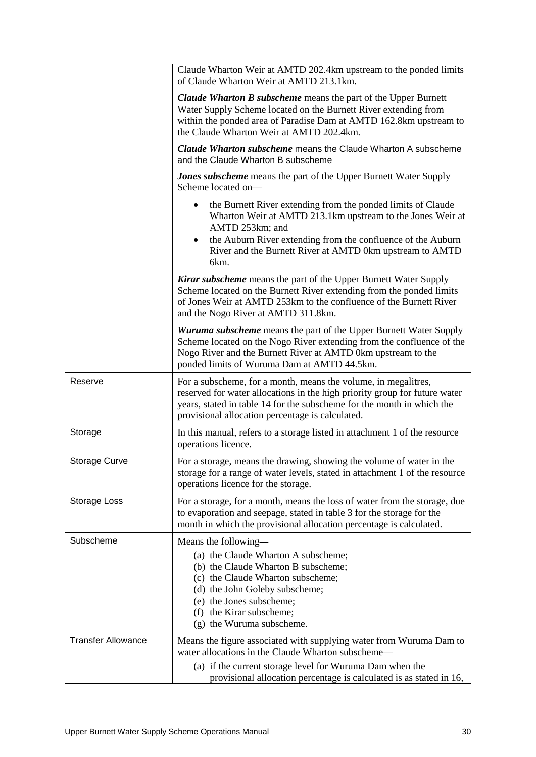| | |
|---|---|
| | Claude Wharton Weir at AMTD 202.4km upstream to the ponded limits of Claude Wharton Weir at AMTD 213.1km.<br><br>***Claude Wharton B subscheme*** means the part of the Upper Burnett Water Supply Scheme located on the Burnett River extending from within the ponded area of Paradise Dam at AMTD 162.8km upstream to the Claude Wharton Weir at AMTD 202.4km.<br><br>***Claude Wharton subscheme*** means the Claude Wharton A subscheme and the Claude Wharton B subscheme<br><br>***Jones subscheme*** means the part of the Upper Burnett Water Supply Scheme located on—<br>• the Burnett River extending from the ponded limits of Claude Wharton Weir at AMTD 213.1km upstream to the Jones Weir at AMTD 253km; and<br>• the Auburn River extending from the confluence of the Auburn River and the Burnett River at AMTD 0km upstream to AMTD 6km.<br><br>***Kirar subscheme*** means the part of the Upper Burnett Water Supply Scheme located on the Burnett River extending from the ponded limits of Jones Weir at AMTD 253km to the confluence of the Burnett River and the Nogo River at AMTD 311.8km.<br><br>***Wuruma subscheme*** means the part of the Upper Burnett Water Supply Scheme located on the Nogo River extending from the confluence of the Nogo River and the Burnett River at AMTD 0km upstream to the ponded limits of Wuruma Dam at AMTD 44.5km. |
| Reserve | For a subscheme, for a month, means the volume, in megalitres, reserved for water allocations in the high priority group for future water years, stated in table 14 for the subscheme for the month in which the provisional allocation percentage is calculated. |
| Storage | In this manual, refers to a storage listed in attachment 1 of the resource operations licence. |
| Storage Curve | For a storage, means the drawing, showing the volume of water in the storage for a range of water levels, stated in attachment 1 of the resource operations licence for the storage. |
| Storage Loss | For a storage, for a month, means the loss of water from the storage, due to evaporation and seepage, stated in table 3 for the storage for the month in which the provisional allocation percentage is calculated. |
| Subscheme | Means the following—<br>(a) the Claude Wharton A subscheme;<br>(b) the Claude Wharton B subscheme;<br>(c) the Claude Wharton subscheme;<br>(d) the John Goleby subscheme;<br>(e) the Jones subscheme;<br>(f) the Kirar subscheme;<br>(g) the Wuruma subscheme. |
| Transfer Allowance | Means the figure associated with supplying water from Wuruma Dam to water allocations in the Claude Wharton subscheme—<br>(a) if the current storage level for Wuruma Dam when the provisional allocation percentage is calculated is as stated in 16, |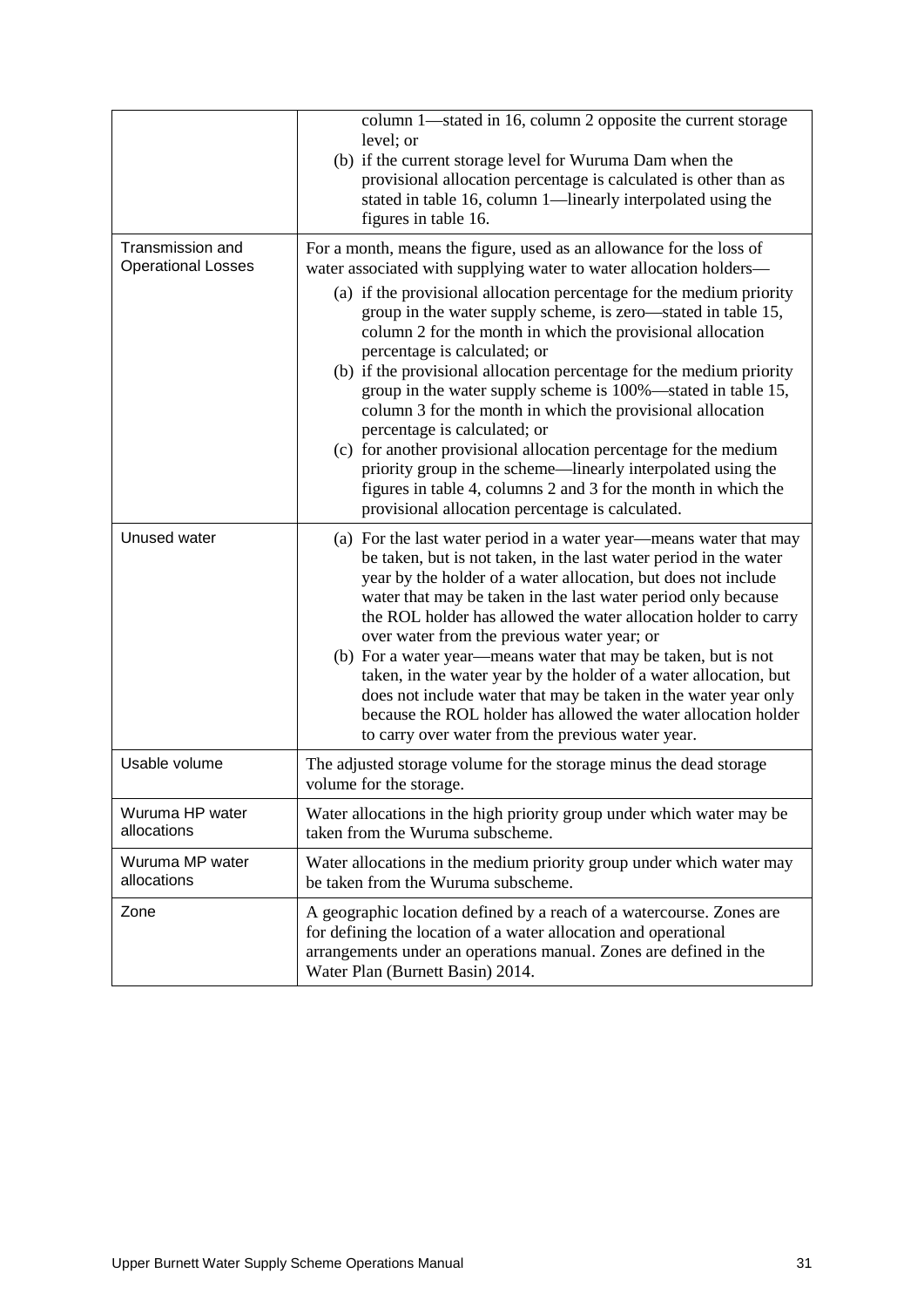| | |
|---|---|
| | column 1—stated in 16, column 2 opposite the current storage level; or<br>(b) if the current storage level for Wuruma Dam when the provisional allocation percentage is calculated is other than as stated in table 16, column 1—linearly interpolated using the figures in table 16. |
| Transmission and Operational Losses | For a month, means the figure, used as an allowance for the loss of water associated with supplying water to water allocation holders—<br>(a) if the provisional allocation percentage for the medium priority group in the water supply scheme, is zero—stated in table 15, column 2 for the month in which the provisional allocation percentage is calculated; or<br>(b) if the provisional allocation percentage for the medium priority group in the water supply scheme is 100%—stated in table 15, column 3 for the month in which the provisional allocation percentage is calculated; or<br>(c) for another provisional allocation percentage for the medium priority group in the scheme—linearly interpolated using the figures in table 4, columns 2 and 3 for the month in which the provisional allocation percentage is calculated. |
| Unused water | (a) For the last water period in a water year—means water that may be taken, but is not taken, in the last water period in the water year by the holder of a water allocation, but does not include water that may be taken in the last water period only because the ROL holder has allowed the water allocation holder to carry over water from the previous water year; or<br>(b) For a water year—means water that may be taken, but is not taken, in the water year by the holder of a water allocation, but does not include water that may be taken in the water year only because the ROL holder has allowed the water allocation holder to carry over water from the previous water year. |
| Usable volume | The adjusted storage volume for the storage minus the dead storage volume for the storage. |
| Wuruma HP water allocations | Water allocations in the high priority group under which water may be taken from the Wuruma subscheme. |
| Wuruma MP water allocations | Water allocations in the medium priority group under which water may be taken from the Wuruma subscheme. |
| Zone | A geographic location defined by a reach of a watercourse. Zones are for defining the location of a water allocation and operational arrangements under an operations manual. Zones are defined in the Water Plan (Burnett Basin) 2014. |